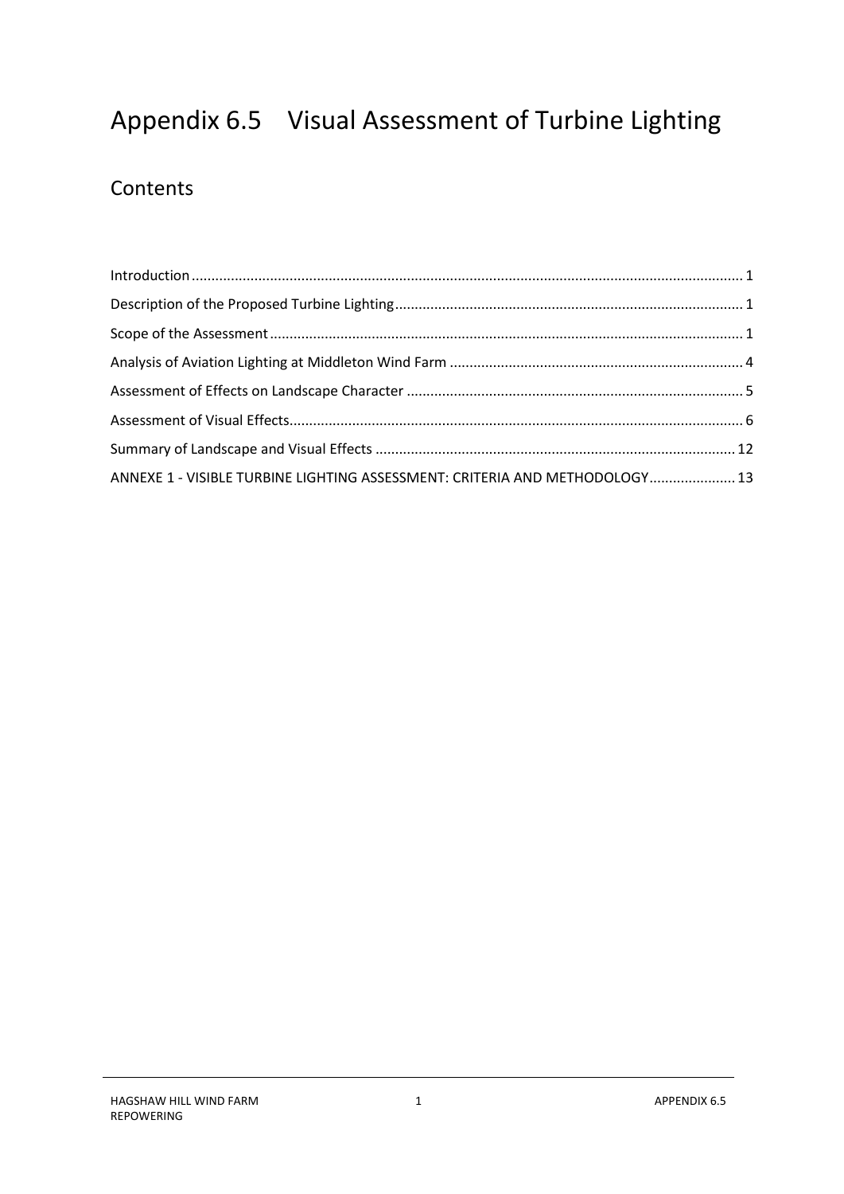# Appendix 6.5 Visual Assessment of Turbine Lighting

## Contents

Introduction ........................................................................................................................................... 1

Description of the Proposed Turbine Lighting ........................................................................................ 1

Scope of the Assessment ....................................................................................................................... 1

Analysis of Aviation Lighting at Middleton Wind Farm .......................................................................... 4

Assessment of Effects on Landscape Character ..................................................................................... 5

Assessment of Visual Effects ................................................................................................................... 6

Summary of Landscape and Visual Effects ........................................................................................... 12

ANNEXE 1 - VISIBLE TURBINE LIGHTING ASSESSMENT: CRITERIA AND METHODOLOGY ..................... 13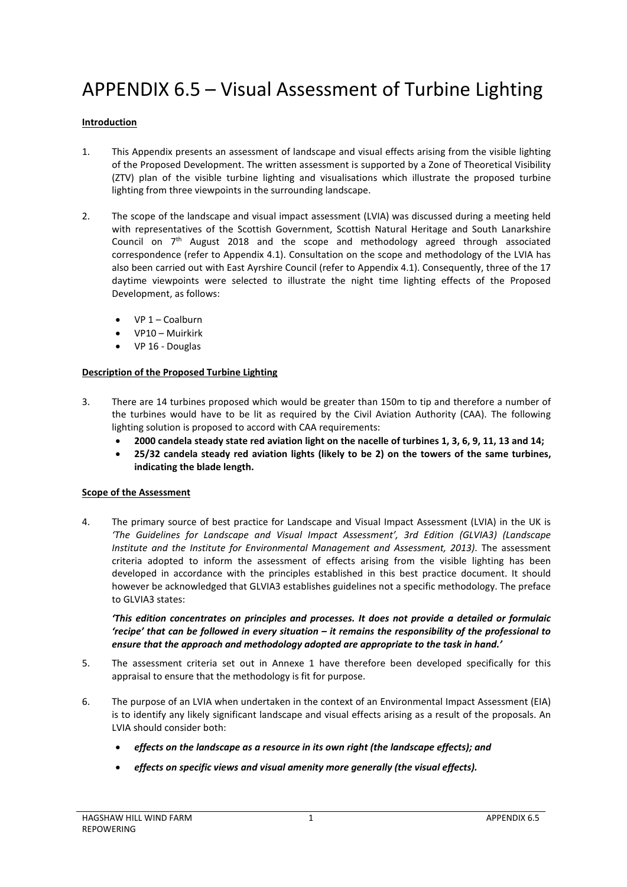# APPENDIX 6.5 – Visual Assessment of Turbine Lighting

**Introduction**

1. This Appendix presents an assessment of landscape and visual effects arising from the visible lighting of the Proposed Development. The written assessment is supported by a Zone of Theoretical Visibility (ZTV) plan of the visible turbine lighting and visualisations which illustrate the proposed turbine lighting from three viewpoints in the surrounding landscape.

2. The scope of the landscape and visual impact assessment (LVIA) was discussed during a meeting held with representatives of the Scottish Government, Scottish Natural Heritage and South Lanarkshire Council on 7th August 2018 and the scope and methodology agreed through associated correspondence (refer to Appendix 4.1). Consultation on the scope and methodology of the LVIA has also been carried out with East Ayrshire Council (refer to Appendix 4.1). Consequently, three of the 17 daytime viewpoints were selected to illustrate the night time lighting effects of the Proposed Development, as follows:

   - VP 1 – Coalburn
   - VP10 – Muirkirk
   - VP 16 - Douglas

**Description of the Proposed Turbine Lighting**

3. There are 14 turbines proposed which would be greater than 150m to tip and therefore a number of the turbines would have to be lit as required by the Civil Aviation Authority (CAA). The following lighting solution is proposed to accord with CAA requirements:
   - **2000 candela steady state red aviation light on the nacelle of turbines 1, 3, 6, 9, 11, 13 and 14;**
   - **25/32 candela steady red aviation lights (likely to be 2) on the towers of the same turbines, indicating the blade length.**

**Scope of the Assessment**

4. The primary source of best practice for Landscape and Visual Impact Assessment (LVIA) in the UK is *'The Guidelines for Landscape and Visual Impact Assessment', 3rd Edition (GLVIA3) (Landscape Institute and the Institute for Environmental Management and Assessment, 2013)*. The assessment criteria adopted to inform the assessment of effects arising from the visible lighting has been developed in accordance with the principles established in this best practice document. It should however be acknowledged that GLVIA3 establishes guidelines not a specific methodology. The preface to GLVIA3 states:

   ***'This edition concentrates on principles and processes. It does not provide a detailed or formulaic 'recipe' that can be followed in every situation – it remains the responsibility of the professional to ensure that the approach and methodology adopted are appropriate to the task in hand.'***

5. The assessment criteria set out in Annexe 1 have therefore been developed specifically for this appraisal to ensure that the methodology is fit for purpose.

6. The purpose of an LVIA when undertaken in the context of an Environmental Impact Assessment (EIA) is to identify any likely significant landscape and visual effects arising as a result of the proposals. An LVIA should consider both:

   - ***effects on the landscape as a resource in its own right (the landscape effects); and***
   - ***effects on specific views and visual amenity more generally (the visual effects).***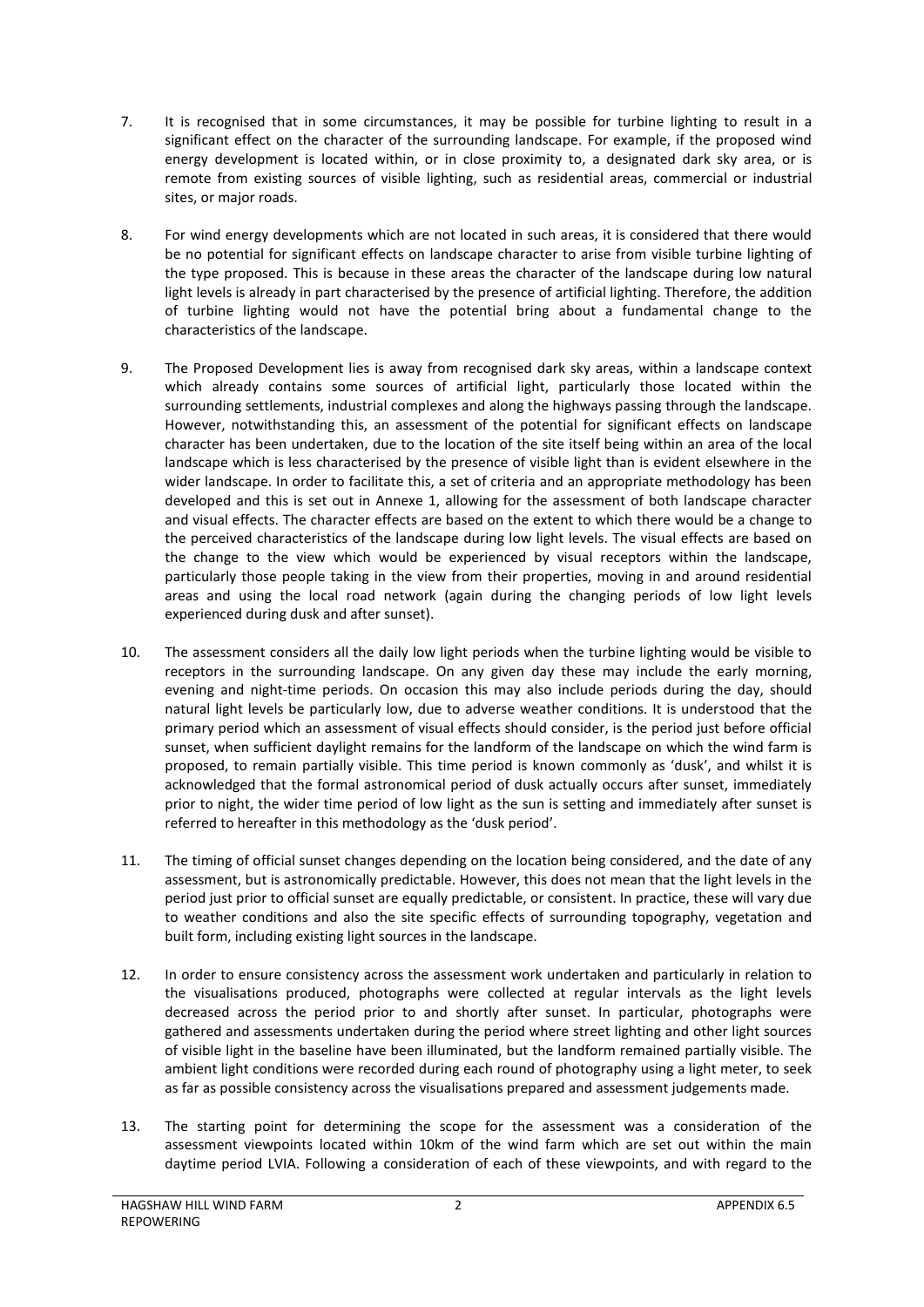7. It is recognised that in some circumstances, it may be possible for turbine lighting to result in a significant effect on the character of the surrounding landscape. For example, if the proposed wind energy development is located within, or in close proximity to, a designated dark sky area, or is remote from existing sources of visible lighting, such as residential areas, commercial or industrial sites, or major roads.

8. For wind energy developments which are not located in such areas, it is considered that there would be no potential for significant effects on landscape character to arise from visible turbine lighting of the type proposed. This is because in these areas the character of the landscape during low natural light levels is already in part characterised by the presence of artificial lighting. Therefore, the addition of turbine lighting would not have the potential bring about a fundamental change to the characteristics of the landscape.

9. The Proposed Development lies is away from recognised dark sky areas, within a landscape context which already contains some sources of artificial light, particularly those located within the surrounding settlements, industrial complexes and along the highways passing through the landscape. However, notwithstanding this, an assessment of the potential for significant effects on landscape character has been undertaken, due to the location of the site itself being within an area of the local landscape which is less characterised by the presence of visible light than is evident elsewhere in the wider landscape. In order to facilitate this, a set of criteria and an appropriate methodology has been developed and this is set out in Annexe 1, allowing for the assessment of both landscape character and visual effects. The character effects are based on the extent to which there would be a change to the perceived characteristics of the landscape during low light levels. The visual effects are based on the change to the view which would be experienced by visual receptors within the landscape, particularly those people taking in the view from their properties, moving in and around residential areas and using the local road network (again during the changing periods of low light levels experienced during dusk and after sunset).

10. The assessment considers all the daily low light periods when the turbine lighting would be visible to receptors in the surrounding landscape. On any given day these may include the early morning, evening and night-time periods. On occasion this may also include periods during the day, should natural light levels be particularly low, due to adverse weather conditions. It is understood that the primary period which an assessment of visual effects should consider, is the period just before official sunset, when sufficient daylight remains for the landform of the landscape on which the wind farm is proposed, to remain partially visible. This time period is known commonly as 'dusk', and whilst it is acknowledged that the formal astronomical period of dusk actually occurs after sunset, immediately prior to night, the wider time period of low light as the sun is setting and immediately after sunset is referred to hereafter in this methodology as the 'dusk period'.

11. The timing of official sunset changes depending on the location being considered, and the date of any assessment, but is astronomically predictable. However, this does not mean that the light levels in the period just prior to official sunset are equally predictable, or consistent. In practice, these will vary due to weather conditions and also the site specific effects of surrounding topography, vegetation and built form, including existing light sources in the landscape.

12. In order to ensure consistency across the assessment work undertaken and particularly in relation to the visualisations produced, photographs were collected at regular intervals as the light levels decreased across the period prior to and shortly after sunset. In particular, photographs were gathered and assessments undertaken during the period where street lighting and other light sources of visible light in the baseline have been illuminated, but the landform remained partially visible. The ambient light conditions were recorded during each round of photography using a light meter, to seek as far as possible consistency across the visualisations prepared and assessment judgements made.

13. The starting point for determining the scope for the assessment was a consideration of the assessment viewpoints located within 10km of the wind farm which are set out within the main daytime period LVIA. Following a consideration of each of these viewpoints, and with regard to the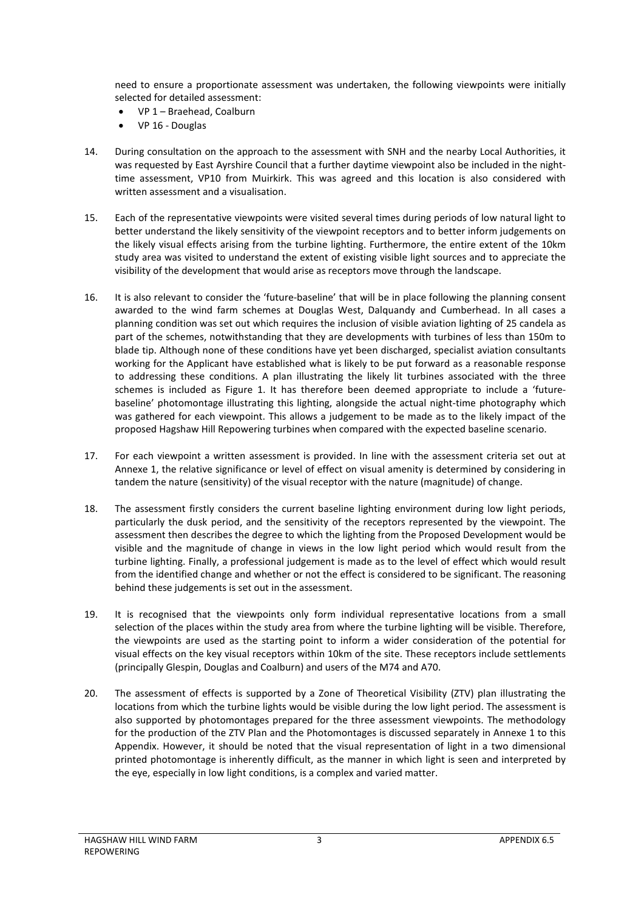need to ensure a proportionate assessment was undertaken, the following viewpoints were initially selected for detailed assessment:

- VP 1 – Braehead, Coalburn
- VP 16 - Douglas

14. During consultation on the approach to the assessment with SNH and the nearby Local Authorities, it was requested by East Ayrshire Council that a further daytime viewpoint also be included in the night-time assessment, VP10 from Muirkirk. This was agreed and this location is also considered with written assessment and a visualisation.

15. Each of the representative viewpoints were visited several times during periods of low natural light to better understand the likely sensitivity of the viewpoint receptors and to better inform judgements on the likely visual effects arising from the turbine lighting. Furthermore, the entire extent of the 10km study area was visited to understand the extent of existing visible light sources and to appreciate the visibility of the development that would arise as receptors move through the landscape.

16. It is also relevant to consider the 'future-baseline' that will be in place following the planning consent awarded to the wind farm schemes at Douglas West, Dalquandy and Cumberhead. In all cases a planning condition was set out which requires the inclusion of visible aviation lighting of 25 candela as part of the schemes, notwithstanding that they are developments with turbines of less than 150m to blade tip. Although none of these conditions have yet been discharged, specialist aviation consultants working for the Applicant have established what is likely to be put forward as a reasonable response to addressing these conditions. A plan illustrating the likely lit turbines associated with the three schemes is included as Figure 1. It has therefore been deemed appropriate to include a 'future-baseline' photomontage illustrating this lighting, alongside the actual night-time photography which was gathered for each viewpoint. This allows a judgement to be made as to the likely impact of the proposed Hagshaw Hill Repowering turbines when compared with the expected baseline scenario.

17. For each viewpoint a written assessment is provided. In line with the assessment criteria set out at Annexe 1, the relative significance or level of effect on visual amenity is determined by considering in tandem the nature (sensitivity) of the visual receptor with the nature (magnitude) of change.

18. The assessment firstly considers the current baseline lighting environment during low light periods, particularly the dusk period, and the sensitivity of the receptors represented by the viewpoint. The assessment then describes the degree to which the lighting from the Proposed Development would be visible and the magnitude of change in views in the low light period which would result from the turbine lighting. Finally, a professional judgement is made as to the level of effect which would result from the identified change and whether or not the effect is considered to be significant. The reasoning behind these judgements is set out in the assessment.

19. It is recognised that the viewpoints only form individual representative locations from a small selection of the places within the study area from where the turbine lighting will be visible. Therefore, the viewpoints are used as the starting point to inform a wider consideration of the potential for visual effects on the key visual receptors within 10km of the site. These receptors include settlements (principally Glespin, Douglas and Coalburn) and users of the M74 and A70.

20. The assessment of effects is supported by a Zone of Theoretical Visibility (ZTV) plan illustrating the locations from which the turbine lights would be visible during the low light period. The assessment is also supported by photomontages prepared for the three assessment viewpoints. The methodology for the production of the ZTV Plan and the Photomontages is discussed separately in Annexe 1 to this Appendix. However, it should be noted that the visual representation of light in a two dimensional printed photomontage is inherently difficult, as the manner in which light is seen and interpreted by the eye, especially in low light conditions, is a complex and varied matter.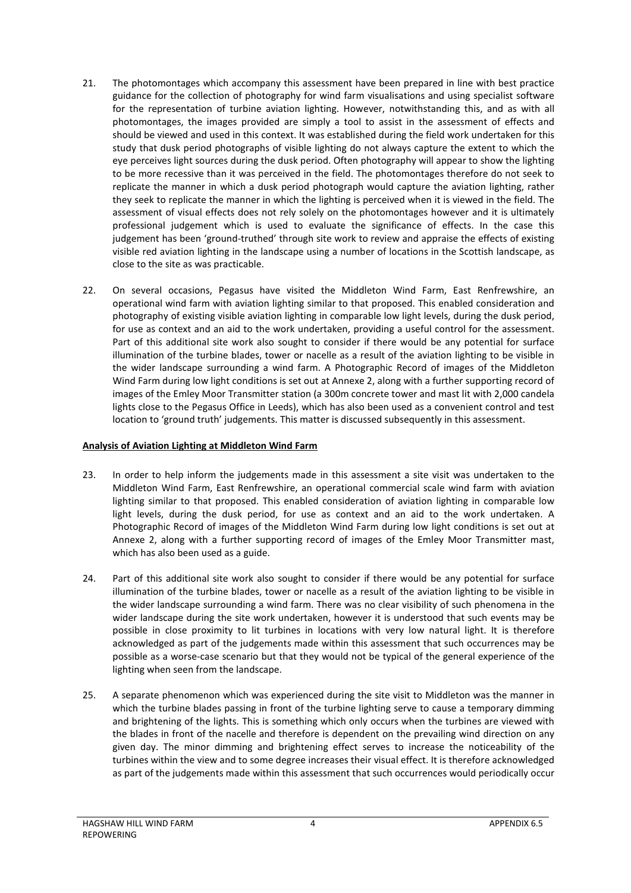21. The photomontages which accompany this assessment have been prepared in line with best practice guidance for the collection of photography for wind farm visualisations and using specialist software for the representation of turbine aviation lighting. However, notwithstanding this, and as with all photomontages, the images provided are simply a tool to assist in the assessment of effects and should be viewed and used in this context. It was established during the field work undertaken for this study that dusk period photographs of visible lighting do not always capture the extent to which the eye perceives light sources during the dusk period. Often photography will appear to show the lighting to be more recessive than it was perceived in the field. The photomontages therefore do not seek to replicate the manner in which a dusk period photograph would capture the aviation lighting, rather they seek to replicate the manner in which the lighting is perceived when it is viewed in the field. The assessment of visual effects does not rely solely on the photomontages however and it is ultimately professional judgement which is used to evaluate the significance of effects. In the case this judgement has been 'ground-truthed' through site work to review and appraise the effects of existing visible red aviation lighting in the landscape using a number of locations in the Scottish landscape, as close to the site as was practicable.

22. On several occasions, Pegasus have visited the Middleton Wind Farm, East Renfrewshire, an operational wind farm with aviation lighting similar to that proposed. This enabled consideration and photography of existing visible aviation lighting in comparable low light levels, during the dusk period, for use as context and an aid to the work undertaken, providing a useful control for the assessment. Part of this additional site work also sought to consider if there would be any potential for surface illumination of the turbine blades, tower or nacelle as a result of the aviation lighting to be visible in the wider landscape surrounding a wind farm. A Photographic Record of images of the Middleton Wind Farm during low light conditions is set out at Annexe 2, along with a further supporting record of images of the Emley Moor Transmitter station (a 300m concrete tower and mast lit with 2,000 candela lights close to the Pegasus Office in Leeds), which has also been used as a convenient control and test location to 'ground truth' judgements. This matter is discussed subsequently in this assessment.

**Analysis of Aviation Lighting at Middleton Wind Farm**

23. In order to help inform the judgements made in this assessment a site visit was undertaken to the Middleton Wind Farm, East Renfrewshire, an operational commercial scale wind farm with aviation lighting similar to that proposed. This enabled consideration of aviation lighting in comparable low light levels, during the dusk period, for use as context and an aid to the work undertaken. A Photographic Record of images of the Middleton Wind Farm during low light conditions is set out at Annexe 2, along with a further supporting record of images of the Emley Moor Transmitter mast, which has also been used as a guide.

24. Part of this additional site work also sought to consider if there would be any potential for surface illumination of the turbine blades, tower or nacelle as a result of the aviation lighting to be visible in the wider landscape surrounding a wind farm. There was no clear visibility of such phenomena in the wider landscape during the site work undertaken, however it is understood that such events may be possible in close proximity to lit turbines in locations with very low natural light. It is therefore acknowledged as part of the judgements made within this assessment that such occurrences may be possible as a worse-case scenario but that they would not be typical of the general experience of the lighting when seen from the landscape.

25. A separate phenomenon which was experienced during the site visit to Middleton was the manner in which the turbine blades passing in front of the turbine lighting serve to cause a temporary dimming and brightening of the lights. This is something which only occurs when the turbines are viewed with the blades in front of the nacelle and therefore is dependent on the prevailing wind direction on any given day. The minor dimming and brightening effect serves to increase the noticeability of the turbines within the view and to some degree increases their visual effect. It is therefore acknowledged as part of the judgements made within this assessment that such occurrences would periodically occur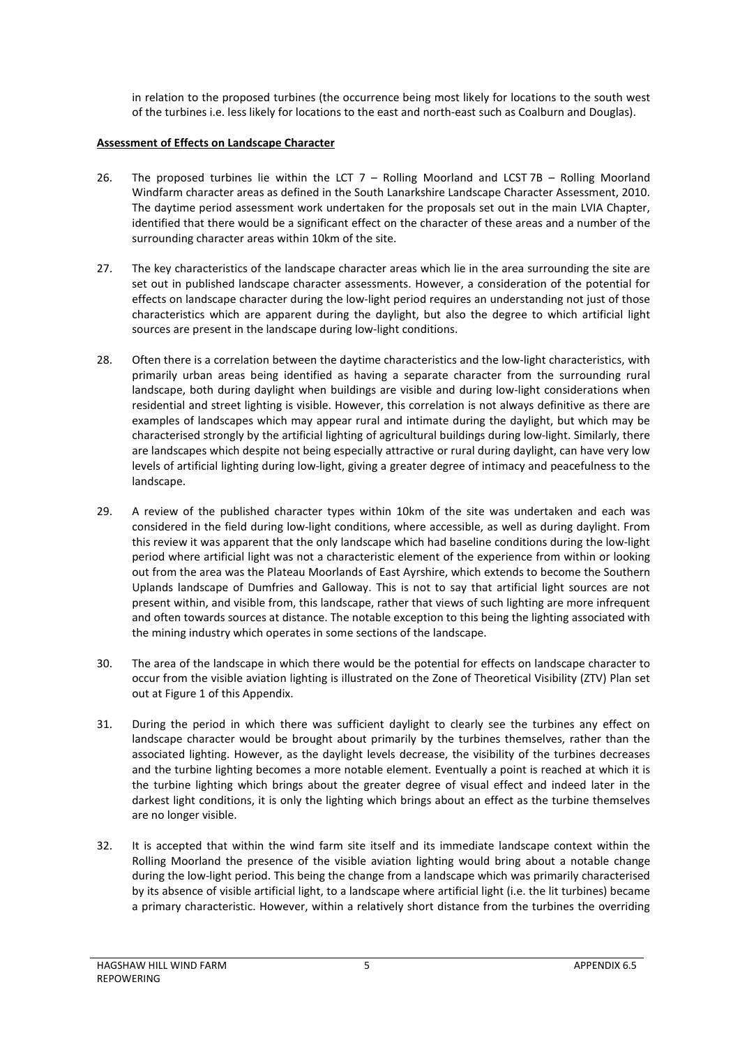in relation to the proposed turbines (the occurrence being most likely for locations to the south west of the turbines i.e. less likely for locations to the east and north-east such as Coalburn and Douglas).

**Assessment of Effects on Landscape Character**

26. The proposed turbines lie within the LCT 7 – Rolling Moorland and LCST 7B – Rolling Moorland Windfarm character areas as defined in the South Lanarkshire Landscape Character Assessment, 2010. The daytime period assessment work undertaken for the proposals set out in the main LVIA Chapter, identified that there would be a significant effect on the character of these areas and a number of the surrounding character areas within 10km of the site.

27. The key characteristics of the landscape character areas which lie in the area surrounding the site are set out in published landscape character assessments. However, a consideration of the potential for effects on landscape character during the low-light period requires an understanding not just of those characteristics which are apparent during the daylight, but also the degree to which artificial light sources are present in the landscape during low-light conditions.

28. Often there is a correlation between the daytime characteristics and the low-light characteristics, with primarily urban areas being identified as having a separate character from the surrounding rural landscape, both during daylight when buildings are visible and during low-light considerations when residential and street lighting is visible. However, this correlation is not always definitive as there are examples of landscapes which may appear rural and intimate during the daylight, but which may be characterised strongly by the artificial lighting of agricultural buildings during low-light. Similarly, there are landscapes which despite not being especially attractive or rural during daylight, can have very low levels of artificial lighting during low-light, giving a greater degree of intimacy and peacefulness to the landscape.

29. A review of the published character types within 10km of the site was undertaken and each was considered in the field during low-light conditions, where accessible, as well as during daylight. From this review it was apparent that the only landscape which had baseline conditions during the low-light period where artificial light was not a characteristic element of the experience from within or looking out from the area was the Plateau Moorlands of East Ayrshire, which extends to become the Southern Uplands landscape of Dumfries and Galloway. This is not to say that artificial light sources are not present within, and visible from, this landscape, rather that views of such lighting are more infrequent and often towards sources at distance. The notable exception to this being the lighting associated with the mining industry which operates in some sections of the landscape.

30. The area of the landscape in which there would be the potential for effects on landscape character to occur from the visible aviation lighting is illustrated on the Zone of Theoretical Visibility (ZTV) Plan set out at Figure 1 of this Appendix.

31. During the period in which there was sufficient daylight to clearly see the turbines any effect on landscape character would be brought about primarily by the turbines themselves, rather than the associated lighting. However, as the daylight levels decrease, the visibility of the turbines decreases and the turbine lighting becomes a more notable element. Eventually a point is reached at which it is the turbine lighting which brings about the greater degree of visual effect and indeed later in the darkest light conditions, it is only the lighting which brings about an effect as the turbine themselves are no longer visible.

32. It is accepted that within the wind farm site itself and its immediate landscape context within the Rolling Moorland the presence of the visible aviation lighting would bring about a notable change during the low-light period. This being the change from a landscape which was primarily characterised by its absence of visible artificial light, to a landscape where artificial light (i.e. the lit turbines) became a primary characteristic. However, within a relatively short distance from the turbines the overriding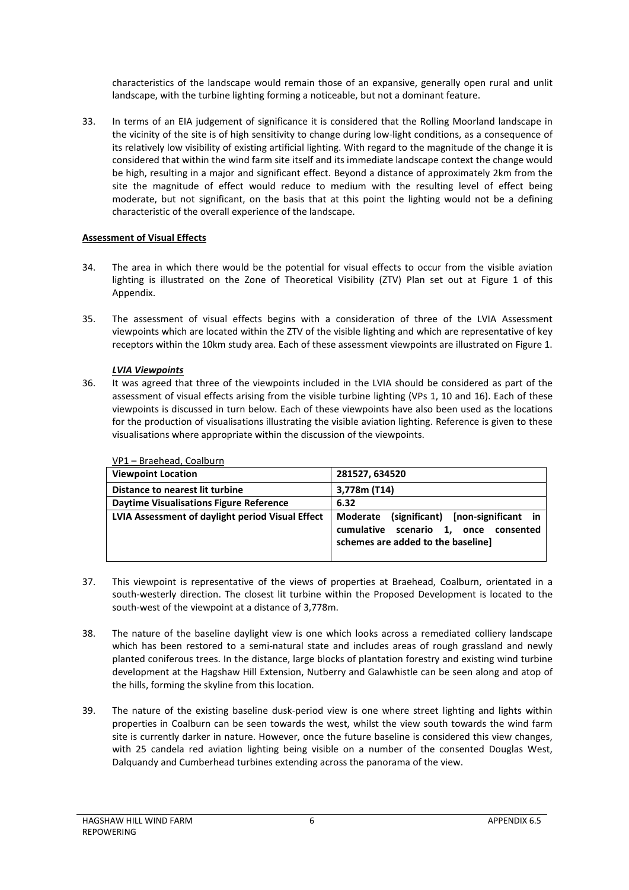characteristics of the landscape would remain those of an expansive, generally open rural and unlit landscape, with the turbine lighting forming a noticeable, but not a dominant feature.

33. In terms of an EIA judgement of significance it is considered that the Rolling Moorland landscape in the vicinity of the site is of high sensitivity to change during low-light conditions, as a consequence of its relatively low visibility of existing artificial lighting. With regard to the magnitude of the change it is considered that within the wind farm site itself and its immediate landscape context the change would be high, resulting in a major and significant effect. Beyond a distance of approximately 2km from the site the magnitude of effect would reduce to medium with the resulting level of effect being moderate, but not significant, on the basis that at this point the lighting would not be a defining characteristic of the overall experience of the landscape.

**Assessment of Visual Effects**

34. The area in which there would be the potential for visual effects to occur from the visible aviation lighting is illustrated on the Zone of Theoretical Visibility (ZTV) Plan set out at Figure 1 of this Appendix.

35. The assessment of visual effects begins with a consideration of three of the LVIA Assessment viewpoints which are located within the ZTV of the visible lighting and which are representative of key receptors within the 10km study area. Each of these assessment viewpoints are illustrated on Figure 1.

***LVIA Viewpoints***

36. It was agreed that three of the viewpoints included in the LVIA should be considered as part of the assessment of visual effects arising from the visible turbine lighting (VPs 1, 10 and 16). Each of these viewpoints is discussed in turn below. Each of these viewpoints have also been used as the locations for the production of visualisations illustrating the visible aviation lighting. Reference is given to these visualisations where appropriate within the discussion of the viewpoints.

VP1 – Braehead, Coalburn

| **Viewpoint Location** | **281527, 634520** |
|---|---|
| **Distance to nearest lit turbine** | **3,778m (T14)** |
| **Daytime Visualisations Figure Reference** | **6.32** |
| **LVIA Assessment of daylight period Visual Effect** | **Moderate (significant) [non-significant in cumulative scenario 1, once consented schemes are added to the baseline]** |

37. This viewpoint is representative of the views of properties at Braehead, Coalburn, orientated in a south-westerly direction. The closest lit turbine within the Proposed Development is located to the south-west of the viewpoint at a distance of 3,778m.

38. The nature of the baseline daylight view is one which looks across a remediated colliery landscape which has been restored to a semi-natural state and includes areas of rough grassland and newly planted coniferous trees. In the distance, large blocks of plantation forestry and existing wind turbine development at the Hagshaw Hill Extension, Nutberry and Galawhistle can be seen along and atop of the hills, forming the skyline from this location.

39. The nature of the existing baseline dusk-period view is one where street lighting and lights within properties in Coalburn can be seen towards the west, whilst the view south towards the wind farm site is currently darker in nature. However, once the future baseline is considered this view changes, with 25 candela red aviation lighting being visible on a number of the consented Douglas West, Dalquandy and Cumberhead turbines extending across the panorama of the view.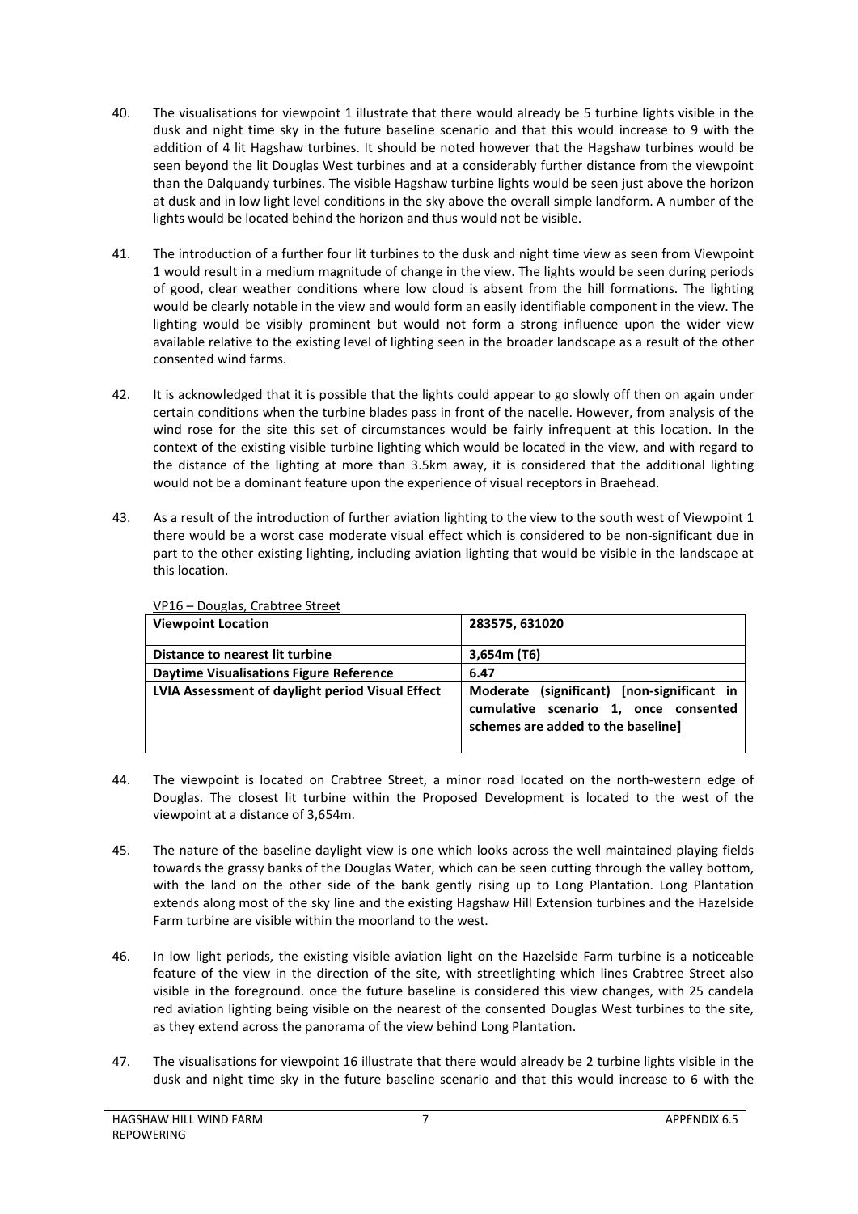40. The visualisations for viewpoint 1 illustrate that there would already be 5 turbine lights visible in the dusk and night time sky in the future baseline scenario and that this would increase to 9 with the addition of 4 lit Hagshaw turbines. It should be noted however that the Hagshaw turbines would be seen beyond the lit Douglas West turbines and at a considerably further distance from the viewpoint than the Dalquandy turbines. The visible Hagshaw turbine lights would be seen just above the horizon at dusk and in low light level conditions in the sky above the overall simple landform. A number of the lights would be located behind the horizon and thus would not be visible.

41. The introduction of a further four lit turbines to the dusk and night time view as seen from Viewpoint 1 would result in a medium magnitude of change in the view. The lights would be seen during periods of good, clear weather conditions where low cloud is absent from the hill formations. The lighting would be clearly notable in the view and would form an easily identifiable component in the view. The lighting would be visibly prominent but would not form a strong influence upon the wider view available relative to the existing level of lighting seen in the broader landscape as a result of the other consented wind farms.

42. It is acknowledged that it is possible that the lights could appear to go slowly off then on again under certain conditions when the turbine blades pass in front of the nacelle. However, from analysis of the wind rose for the site this set of circumstances would be fairly infrequent at this location. In the context of the existing visible turbine lighting which would be located in the view, and with regard to the distance of the lighting at more than 3.5km away, it is considered that the additional lighting would not be a dominant feature upon the experience of visual receptors in Braehead.

43. As a result of the introduction of further aviation lighting to the view to the south west of Viewpoint 1 there would be a worst case moderate visual effect which is considered to be non-significant due in part to the other existing lighting, including aviation lighting that would be visible in the landscape at this location.

VP16 – Douglas, Crabtree Street

| **Viewpoint Location** | **283575, 631020** |
|---|---|
| **Distance to nearest lit turbine** | **3,654m (T6)** |
| **Daytime Visualisations Figure Reference** | **6.47** |
| **LVIA Assessment of daylight period Visual Effect** | **Moderate (significant) [non-significant in cumulative scenario 1, once consented schemes are added to the baseline]** |

44. The viewpoint is located on Crabtree Street, a minor road located on the north-western edge of Douglas. The closest lit turbine within the Proposed Development is located to the west of the viewpoint at a distance of 3,654m.

45. The nature of the baseline daylight view is one which looks across the well maintained playing fields towards the grassy banks of the Douglas Water, which can be seen cutting through the valley bottom, with the land on the other side of the bank gently rising up to Long Plantation. Long Plantation extends along most of the sky line and the existing Hagshaw Hill Extension turbines and the Hazelside Farm turbine are visible within the moorland to the west.

46. In low light periods, the existing visible aviation light on the Hazelside Farm turbine is a noticeable feature of the view in the direction of the site, with streetlighting which lines Crabtree Street also visible in the foreground. once the future baseline is considered this view changes, with 25 candela red aviation lighting being visible on the nearest of the consented Douglas West turbines to the site, as they extend across the panorama of the view behind Long Plantation.

47. The visualisations for viewpoint 16 illustrate that there would already be 2 turbine lights visible in the dusk and night time sky in the future baseline scenario and that this would increase to 6 with the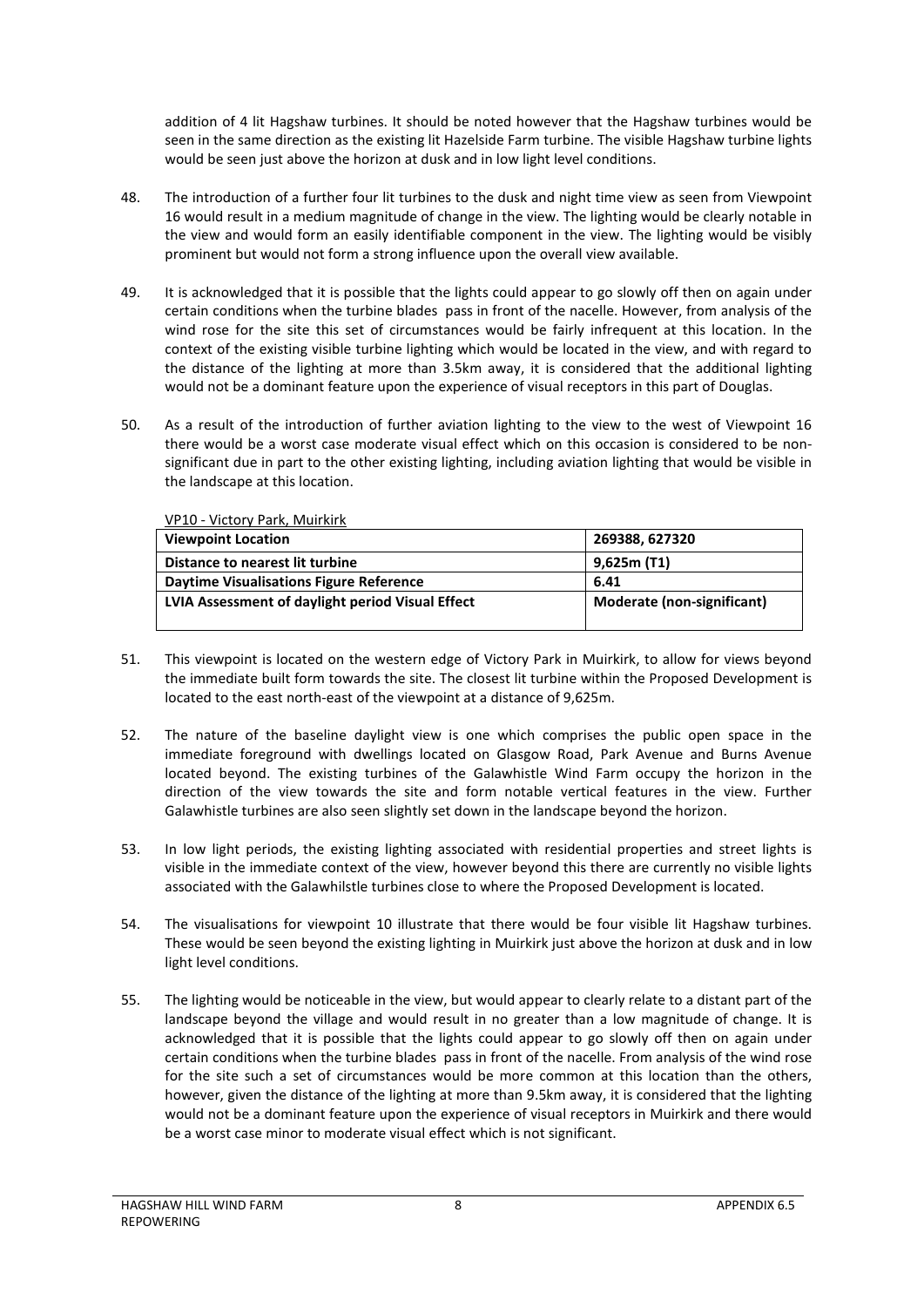addition of 4 lit Hagshaw turbines. It should be noted however that the Hagshaw turbines would be seen in the same direction as the existing lit Hazelside Farm turbine. The visible Hagshaw turbine lights would be seen just above the horizon at dusk and in low light level conditions.

48. The introduction of a further four lit turbines to the dusk and night time view as seen from Viewpoint 16 would result in a medium magnitude of change in the view. The lighting would be clearly notable in the view and would form an easily identifiable component in the view. The lighting would be visibly prominent but would not form a strong influence upon the overall view available.

49. It is acknowledged that it is possible that the lights could appear to go slowly off then on again under certain conditions when the turbine blades pass in front of the nacelle. However, from analysis of the wind rose for the site this set of circumstances would be fairly infrequent at this location. In the context of the existing visible turbine lighting which would be located in the view, and with regard to the distance of the lighting at more than 3.5km away, it is considered that the additional lighting would not be a dominant feature upon the experience of visual receptors in this part of Douglas.

50. As a result of the introduction of further aviation lighting to the view to the west of Viewpoint 16 there would be a worst case moderate visual effect which on this occasion is considered to be non-significant due in part to the other existing lighting, including aviation lighting that would be visible in the landscape at this location.

VP10 - Victory Park, Muirkirk

| **Viewpoint Location** | **269388, 627320** |
|---|---|
| **Distance to nearest lit turbine** | **9,625m (T1)** |
| **Daytime Visualisations Figure Reference** | **6.41** |
| **LVIA Assessment of daylight period Visual Effect** | **Moderate (non-significant)** |

51. This viewpoint is located on the western edge of Victory Park in Muirkirk, to allow for views beyond the immediate built form towards the site. The closest lit turbine within the Proposed Development is located to the east north-east of the viewpoint at a distance of 9,625m.

52. The nature of the baseline daylight view is one which comprises the public open space in the immediate foreground with dwellings located on Glasgow Road, Park Avenue and Burns Avenue located beyond. The existing turbines of the Galawhistle Wind Farm occupy the horizon in the direction of the view towards the site and form notable vertical features in the view. Further Galawhistle turbines are also seen slightly set down in the landscape beyond the horizon.

53. In low light periods, the existing lighting associated with residential properties and street lights is visible in the immediate context of the view, however beyond this there are currently no visible lights associated with the Galawhilstle turbines close to where the Proposed Development is located.

54. The visualisations for viewpoint 10 illustrate that there would be four visible lit Hagshaw turbines. These would be seen beyond the existing lighting in Muirkirk just above the horizon at dusk and in low light level conditions.

55. The lighting would be noticeable in the view, but would appear to clearly relate to a distant part of the landscape beyond the village and would result in no greater than a low magnitude of change. It is acknowledged that it is possible that the lights could appear to go slowly off then on again under certain conditions when the turbine blades pass in front of the nacelle. From analysis of the wind rose for the site such a set of circumstances would be more common at this location than the others, however, given the distance of the lighting at more than 9.5km away, it is considered that the lighting would not be a dominant feature upon the experience of visual receptors in Muirkirk and there would be a worst case minor to moderate visual effect which is not significant.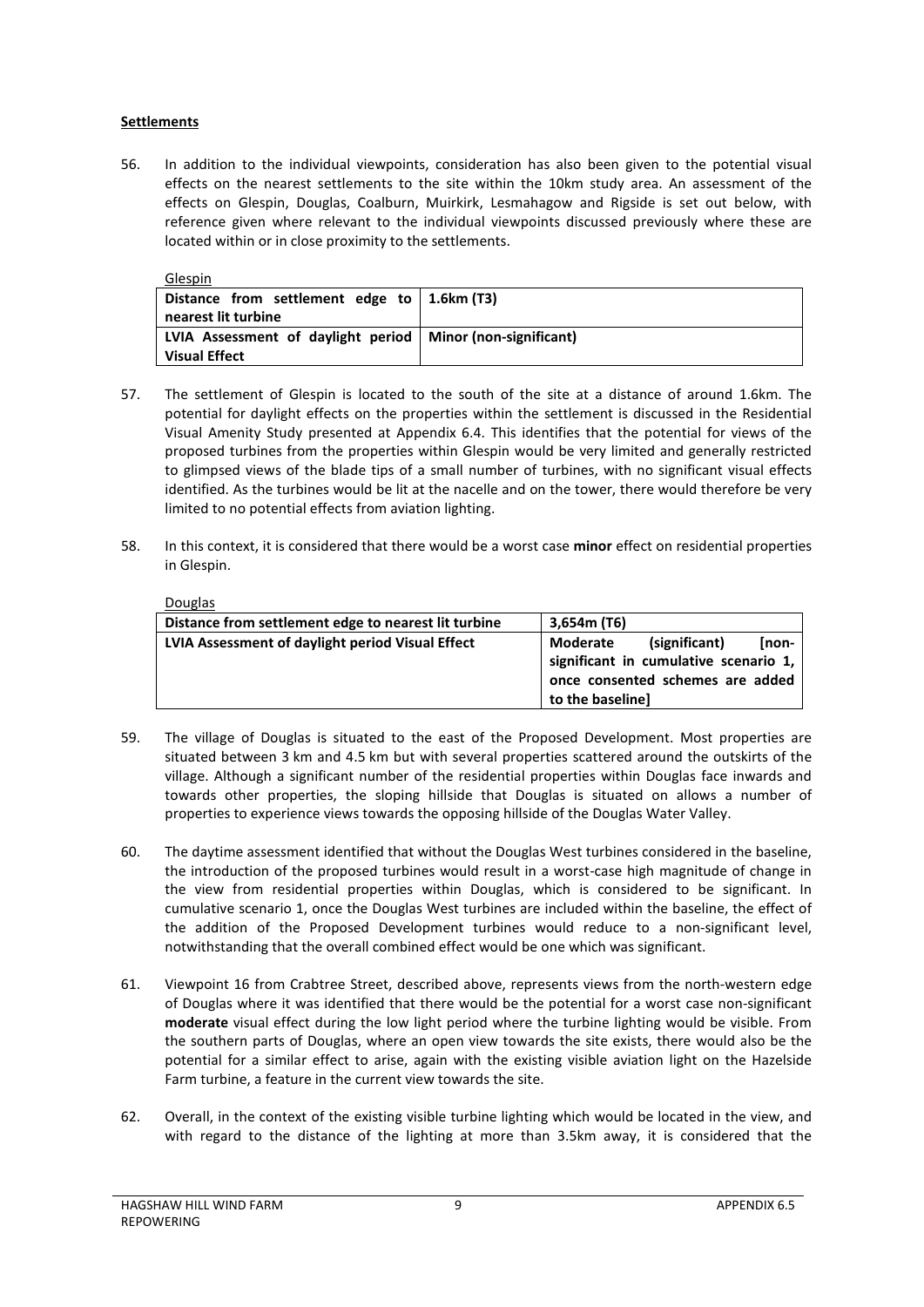**Settlements**

56. In addition to the individual viewpoints, consideration has also been given to the potential visual effects on the nearest settlements to the site within the 10km study area. An assessment of the effects on Glespin, Douglas, Coalburn, Muirkirk, Lesmahagow and Rigside is set out below, with reference given where relevant to the individual viewpoints discussed previously where these are located within or in close proximity to the settlements.

Glespin

| **Distance from settlement edge to nearest lit turbine** | **1.6km (T3)** |
|---|---|
| **LVIA Assessment of daylight period Visual Effect** | **Minor (non-significant)** |

57. The settlement of Glespin is located to the south of the site at a distance of around 1.6km. The potential for daylight effects on the properties within the settlement is discussed in the Residential Visual Amenity Study presented at Appendix 6.4. This identifies that the potential for views of the proposed turbines from the properties within Glespin would be very limited and generally restricted to glimpsed views of the blade tips of a small number of turbines, with no significant visual effects identified. As the turbines would be lit at the nacelle and on the tower, there would therefore be very limited to no potential effects from aviation lighting.

58. In this context, it is considered that there would be a worst case **minor** effect on residential properties in Glespin.

Douglas

| **Distance from settlement edge to nearest lit turbine** | **3,654m (T6)** |
|---|---|
| **LVIA Assessment of daylight period Visual Effect** | **Moderate (significant) [non-significant in cumulative scenario 1, once consented schemes are added to the baseline]** |

59. The village of Douglas is situated to the east of the Proposed Development. Most properties are situated between 3 km and 4.5 km but with several properties scattered around the outskirts of the village. Although a significant number of the residential properties within Douglas face inwards and towards other properties, the sloping hillside that Douglas is situated on allows a number of properties to experience views towards the opposing hillside of the Douglas Water Valley.

60. The daytime assessment identified that without the Douglas West turbines considered in the baseline, the introduction of the proposed turbines would result in a worst-case high magnitude of change in the view from residential properties within Douglas, which is considered to be significant. In cumulative scenario 1, once the Douglas West turbines are included within the baseline, the effect of the addition of the Proposed Development turbines would reduce to a non-significant level, notwithstanding that the overall combined effect would be one which was significant.

61. Viewpoint 16 from Crabtree Street, described above, represents views from the north-western edge of Douglas where it was identified that there would be the potential for a worst case non-significant **moderate** visual effect during the low light period where the turbine lighting would be visible. From the southern parts of Douglas, where an open view towards the site exists, there would also be the potential for a similar effect to arise, again with the existing visible aviation light on the Hazelside Farm turbine, a feature in the current view towards the site.

62. Overall, in the context of the existing visible turbine lighting which would be located in the view, and with regard to the distance of the lighting at more than 3.5km away, it is considered that the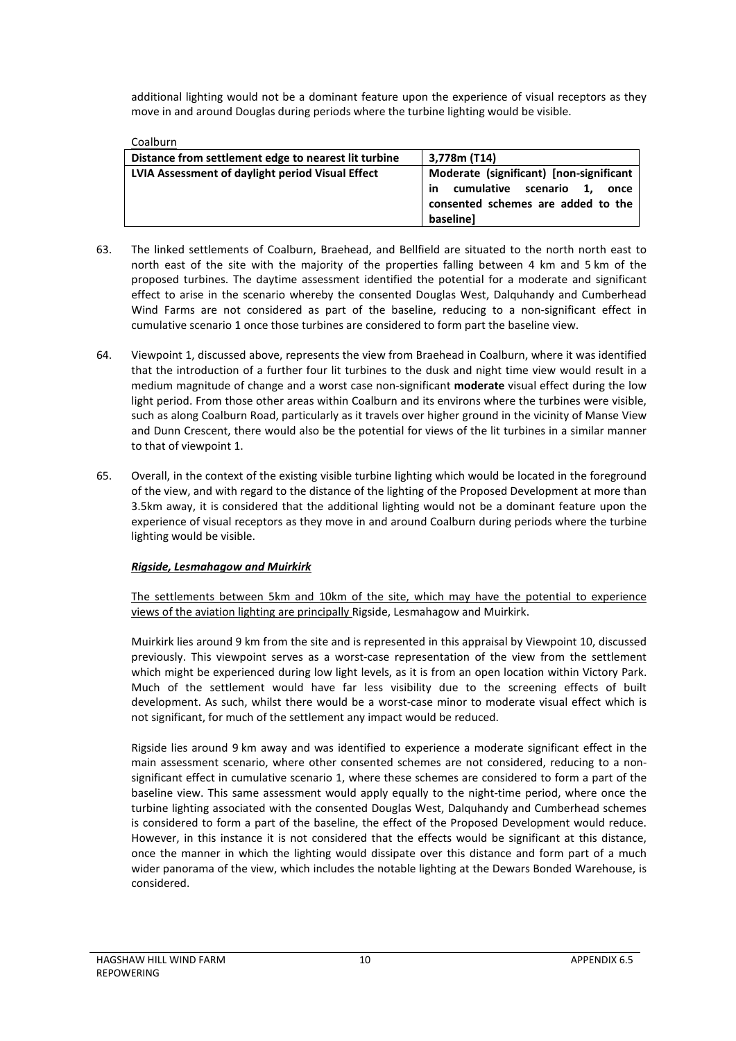additional lighting would not be a dominant feature upon the experience of visual receptors as they move in and around Douglas during periods where the turbine lighting would be visible.

Coalburn

| Distance from settlement edge to nearest lit turbine | 3,778m (T14) |
|---|---|
| LVIA Assessment of daylight period Visual Effect | Moderate (significant) [non-significant in cumulative scenario 1, once consented schemes are added to the baseline] |

63. The linked settlements of Coalburn, Braehead, and Bellfield are situated to the north north east to north east of the site with the majority of the properties falling between 4 km and 5 km of the proposed turbines. The daytime assessment identified the potential for a moderate and significant effect to arise in the scenario whereby the consented Douglas West, Dalquhandy and Cumberhead Wind Farms are not considered as part of the baseline, reducing to a non-significant effect in cumulative scenario 1 once those turbines are considered to form part the baseline view.

64. Viewpoint 1, discussed above, represents the view from Braehead in Coalburn, where it was identified that the introduction of a further four lit turbines to the dusk and night time view would result in a medium magnitude of change and a worst case non-significant **moderate** visual effect during the low light period. From those other areas within Coalburn and its environs where the turbines were visible, such as along Coalburn Road, particularly as it travels over higher ground in the vicinity of Manse View and Dunn Crescent, there would also be the potential for views of the lit turbines in a similar manner to that of viewpoint 1.

65. Overall, in the context of the existing visible turbine lighting which would be located in the foreground of the view, and with regard to the distance of the lighting of the Proposed Development at more than 3.5km away, it is considered that the additional lighting would not be a dominant feature upon the experience of visual receptors as they move in and around Coalburn during periods where the turbine lighting would be visible.

***Rigside, Lesmahagow and Muirkirk***

The settlements between 5km and 10km of the site, which may have the potential to experience views of the aviation lighting are principally Rigside, Lesmahagow and Muirkirk.

Muirkirk lies around 9 km from the site and is represented in this appraisal by Viewpoint 10, discussed previously. This viewpoint serves as a worst-case representation of the view from the settlement which might be experienced during low light levels, as it is from an open location within Victory Park. Much of the settlement would have far less visibility due to the screening effects of built development. As such, whilst there would be a worst-case minor to moderate visual effect which is not significant, for much of the settlement any impact would be reduced.

Rigside lies around 9 km away and was identified to experience a moderate significant effect in the main assessment scenario, where other consented schemes are not considered, reducing to a non-significant effect in cumulative scenario 1, where these schemes are considered to form a part of the baseline view. This same assessment would apply equally to the night-time period, where once the turbine lighting associated with the consented Douglas West, Dalquhandy and Cumberhead schemes is considered to form a part of the baseline, the effect of the Proposed Development would reduce. However, in this instance it is not considered that the effects would be significant at this distance, once the manner in which the lighting would dissipate over this distance and form part of a much wider panorama of the view, which includes the notable lighting at the Dewars Bonded Warehouse, is considered.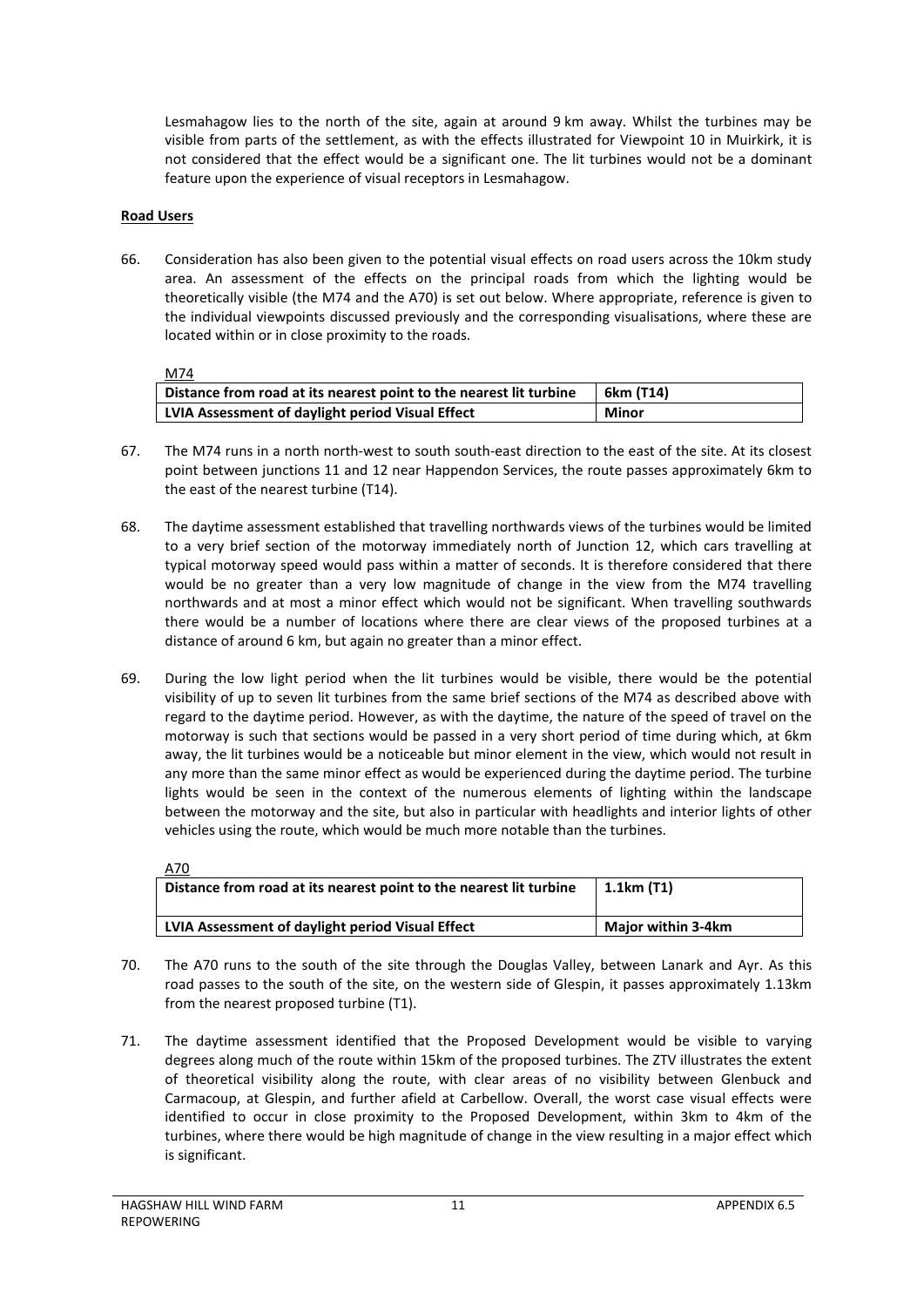Lesmahagow lies to the north of the site, again at around 9 km away. Whilst the turbines may be visible from parts of the settlement, as with the effects illustrated for Viewpoint 10 in Muirkirk, it is not considered that the effect would be a significant one. The lit turbines would not be a dominant feature upon the experience of visual receptors in Lesmahagow.

**Road Users**

66. Consideration has also been given to the potential visual effects on road users across the 10km study area. An assessment of the effects on the principal roads from which the lighting would be theoretically visible (the M74 and the A70) is set out below. Where appropriate, reference is given to the individual viewpoints discussed previously and the corresponding visualisations, where these are located within or in close proximity to the roads.

M74

| Distance from road at its nearest point to the nearest lit turbine | 6km (T14) |
|---|---|
| LVIA Assessment of daylight period Visual Effect | Minor |

67. The M74 runs in a north north-west to south south-east direction to the east of the site. At its closest point between junctions 11 and 12 near Happendon Services, the route passes approximately 6km to the east of the nearest turbine (T14).

68. The daytime assessment established that travelling northwards views of the turbines would be limited to a very brief section of the motorway immediately north of Junction 12, which cars travelling at typical motorway speed would pass within a matter of seconds. It is therefore considered that there would be no greater than a very low magnitude of change in the view from the M74 travelling northwards and at most a minor effect which would not be significant. When travelling southwards there would be a number of locations where there are clear views of the proposed turbines at a distance of around 6 km, but again no greater than a minor effect.

69. During the low light period when the lit turbines would be visible, there would be the potential visibility of up to seven lit turbines from the same brief sections of the M74 as described above with regard to the daytime period. However, as with the daytime, the nature of the speed of travel on the motorway is such that sections would be passed in a very short period of time during which, at 6km away, the lit turbines would be a noticeable but minor element in the view, which would not result in any more than the same minor effect as would be experienced during the daytime period. The turbine lights would be seen in the context of the numerous elements of lighting within the landscape between the motorway and the site, but also in particular with headlights and interior lights of other vehicles using the route, which would be much more notable than the turbines.

A70

| Distance from road at its nearest point to the nearest lit turbine | 1.1km (T1) |
|---|---|
| LVIA Assessment of daylight period Visual Effect | Major within 3-4km |

70. The A70 runs to the south of the site through the Douglas Valley, between Lanark and Ayr. As this road passes to the south of the site, on the western side of Glespin, it passes approximately 1.13km from the nearest proposed turbine (T1).

71. The daytime assessment identified that the Proposed Development would be visible to varying degrees along much of the route within 15km of the proposed turbines. The ZTV illustrates the extent of theoretical visibility along the route, with clear areas of no visibility between Glenbuck and Carmacoup, at Glespin, and further afield at Carbellow. Overall, the worst case visual effects were identified to occur in close proximity to the Proposed Development, within 3km to 4km of the turbines, where there would be high magnitude of change in the view resulting in a major effect which is significant.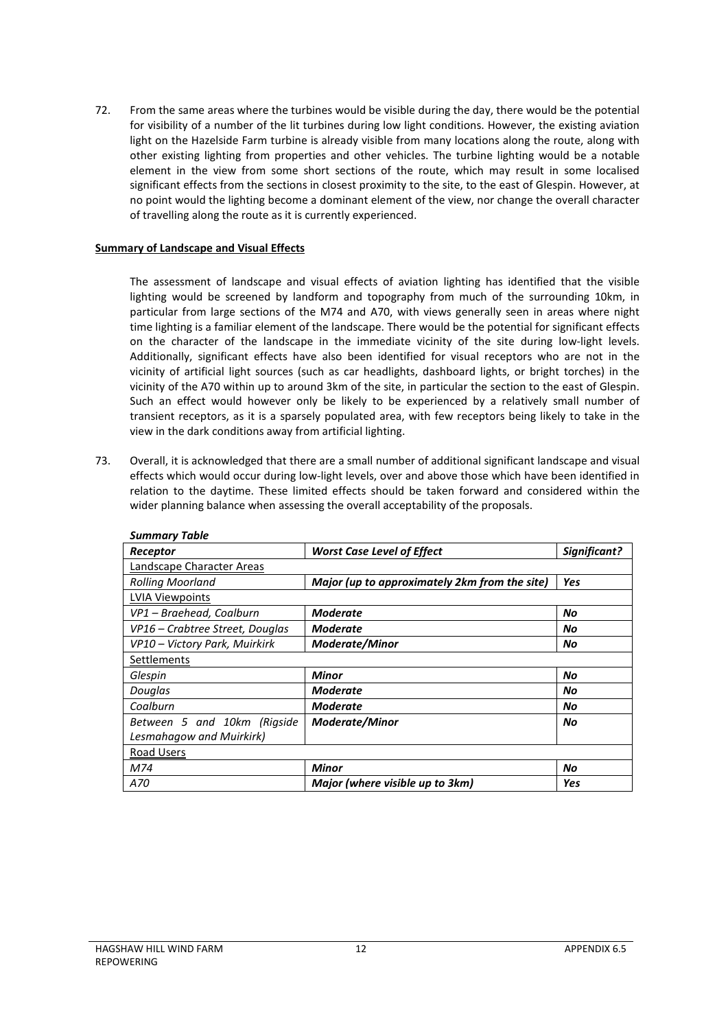72. From the same areas where the turbines would be visible during the day, there would be the potential for visibility of a number of the lit turbines during low light conditions. However, the existing aviation light on the Hazelside Farm turbine is already visible from many locations along the route, along with other existing lighting from properties and other vehicles. The turbine lighting would be a notable element in the view from some short sections of the route, which may result in some localised significant effects from the sections in closest proximity to the site, to the east of Glespin. However, at no point would the lighting become a dominant element of the view, nor change the overall character of travelling along the route as it is currently experienced.

**Summary of Landscape and Visual Effects**

The assessment of landscape and visual effects of aviation lighting has identified that the visible lighting would be screened by landform and topography from much of the surrounding 10km, in particular from large sections of the M74 and A70, with views generally seen in areas where night time lighting is a familiar element of the landscape. There would be the potential for significant effects on the character of the landscape in the immediate vicinity of the site during low-light levels. Additionally, significant effects have also been identified for visual receptors who are not in the vicinity of artificial light sources (such as car headlights, dashboard lights, or bright torches) in the vicinity of the A70 within up to around 3km of the site, in particular the section to the east of Glespin. Such an effect would however only be likely to be experienced by a relatively small number of transient receptors, as it is a sparsely populated area, with few receptors being likely to take in the view in the dark conditions away from artificial lighting.

73. Overall, it is acknowledged that there are a small number of additional significant landscape and visual effects which would occur during low-light levels, over and above those which have been identified in relation to the daytime. These limited effects should be taken forward and considered within the wider planning balance when assessing the overall acceptability of the proposals.

***Summary Table***

| *Receptor* | *Worst Case Level of Effect* | *Significant?* |
|---|---|---|
| Landscape Character Areas | | |
| *Rolling Moorland* | ***Major (up to approximately 2km from the site)*** | ***Yes*** |
| LVIA Viewpoints | | |
| *VP1 – Braehead, Coalburn* | ***Moderate*** | ***No*** |
| *VP16 – Crabtree Street, Douglas* | ***Moderate*** | ***No*** |
| *VP10 – Victory Park, Muirkirk* | ***Moderate/Minor*** | ***No*** |
| Settlements | | |
| *Glespin* | ***Minor*** | ***No*** |
| *Douglas* | ***Moderate*** | ***No*** |
| *Coalburn* | ***Moderate*** | ***No*** |
| *Between 5 and 10km (Rigside Lesmahagow and Muirkirk)* | ***Moderate/Minor*** | ***No*** |
| Road Users | | |
| *M74* | ***Minor*** | ***No*** |
| *A70* | ***Major (where visible up to 3km)*** | ***Yes*** |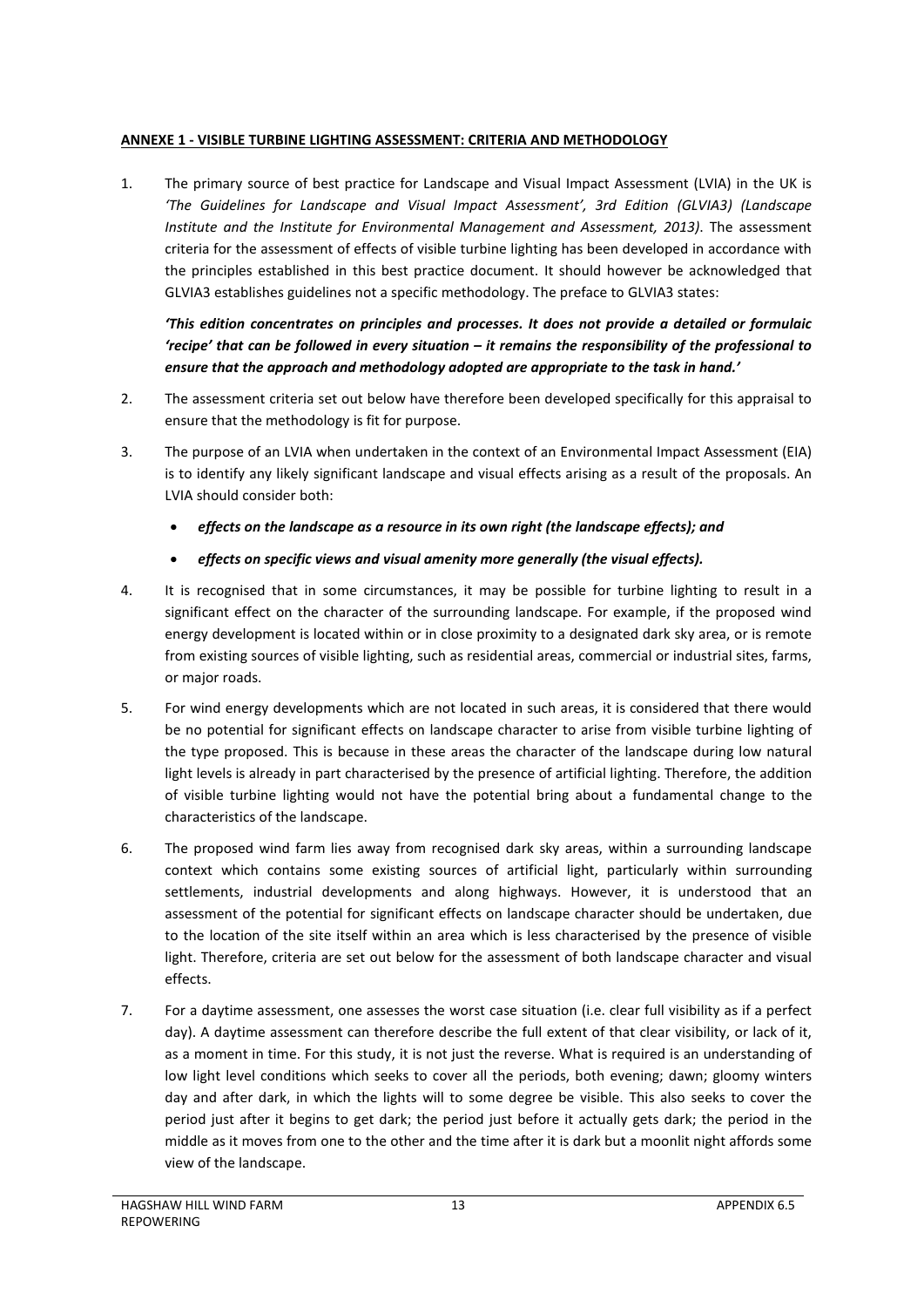## ANNEXE 1 - VISIBLE TURBINE LIGHTING ASSESSMENT: CRITERIA AND METHODOLOGY

1. The primary source of best practice for Landscape and Visual Impact Assessment (LVIA) in the UK is *'The Guidelines for Landscape and Visual Impact Assessment', 3rd Edition (GLVIA3) (Landscape Institute and the Institute for Environmental Management and Assessment, 2013).* The assessment criteria for the assessment of effects of visible turbine lighting has been developed in accordance with the principles established in this best practice document. It should however be acknowledged that GLVIA3 establishes guidelines not a specific methodology. The preface to GLVIA3 states:

   ***'This edition concentrates on principles and processes. It does not provide a detailed or formulaic 'recipe' that can be followed in every situation – it remains the responsibility of the professional to ensure that the approach and methodology adopted are appropriate to the task in hand.'***

2. The assessment criteria set out below have therefore been developed specifically for this appraisal to ensure that the methodology is fit for purpose.

3. The purpose of an LVIA when undertaken in the context of an Environmental Impact Assessment (EIA) is to identify any likely significant landscape and visual effects arising as a result of the proposals. An LVIA should consider both:

   - ***effects on the landscape as a resource in its own right (the landscape effects); and***
   - ***effects on specific views and visual amenity more generally (the visual effects).***

4. It is recognised that in some circumstances, it may be possible for turbine lighting to result in a significant effect on the character of the surrounding landscape. For example, if the proposed wind energy development is located within or in close proximity to a designated dark sky area, or is remote from existing sources of visible lighting, such as residential areas, commercial or industrial sites, farms, or major roads.

5. For wind energy developments which are not located in such areas, it is considered that there would be no potential for significant effects on landscape character to arise from visible turbine lighting of the type proposed. This is because in these areas the character of the landscape during low natural light levels is already in part characterised by the presence of artificial lighting. Therefore, the addition of visible turbine lighting would not have the potential bring about a fundamental change to the characteristics of the landscape.

6. The proposed wind farm lies away from recognised dark sky areas, within a surrounding landscape context which contains some existing sources of artificial light, particularly within surrounding settlements, industrial developments and along highways. However, it is understood that an assessment of the potential for significant effects on landscape character should be undertaken, due to the location of the site itself within an area which is less characterised by the presence of visible light. Therefore, criteria are set out below for the assessment of both landscape character and visual effects.

7. For a daytime assessment, one assesses the worst case situation (i.e. clear full visibility as if a perfect day). A daytime assessment can therefore describe the full extent of that clear visibility, or lack of it, as a moment in time. For this study, it is not just the reverse. What is required is an understanding of low light level conditions which seeks to cover all the periods, both evening; dawn; gloomy winters day and after dark, in which the lights will to some degree be visible. This also seeks to cover the period just after it begins to get dark; the period just before it actually gets dark; the period in the middle as it moves from one to the other and the time after it is dark but a moonlit night affords some view of the landscape.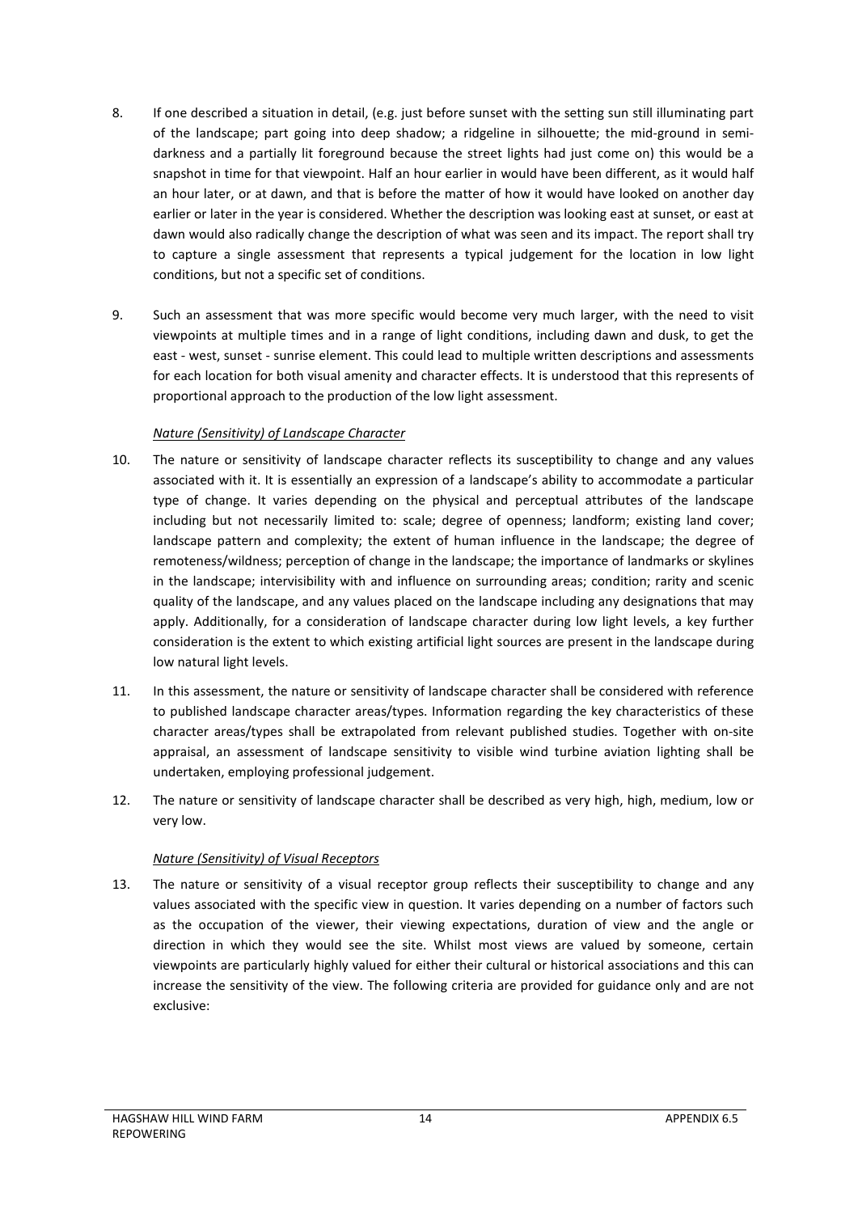8. If one described a situation in detail, (e.g. just before sunset with the setting sun still illuminating part of the landscape; part going into deep shadow; a ridgeline in silhouette; the mid-ground in semi-darkness and a partially lit foreground because the street lights had just come on) this would be a snapshot in time for that viewpoint. Half an hour earlier in would have been different, as it would half an hour later, or at dawn, and that is before the matter of how it would have looked on another day earlier or later in the year is considered. Whether the description was looking east at sunset, or east at dawn would also radically change the description of what was seen and its impact. The report shall try to capture a single assessment that represents a typical judgement for the location in low light conditions, but not a specific set of conditions.

9. Such an assessment that was more specific would become very much larger, with the need to visit viewpoints at multiple times and in a range of light conditions, including dawn and dusk, to get the east - west, sunset - sunrise element. This could lead to multiple written descriptions and assessments for each location for both visual amenity and character effects. It is understood that this represents of proportional approach to the production of the low light assessment.

*Nature (Sensitivity) of Landscape Character*

10. The nature or sensitivity of landscape character reflects its susceptibility to change and any values associated with it. It is essentially an expression of a landscape's ability to accommodate a particular type of change. It varies depending on the physical and perceptual attributes of the landscape including but not necessarily limited to: scale; degree of openness; landform; existing land cover; landscape pattern and complexity; the extent of human influence in the landscape; the degree of remoteness/wildness; perception of change in the landscape; the importance of landmarks or skylines in the landscape; intervisibility with and influence on surrounding areas; condition; rarity and scenic quality of the landscape, and any values placed on the landscape including any designations that may apply. Additionally, for a consideration of landscape character during low light levels, a key further consideration is the extent to which existing artificial light sources are present in the landscape during low natural light levels.

11. In this assessment, the nature or sensitivity of landscape character shall be considered with reference to published landscape character areas/types. Information regarding the key characteristics of these character areas/types shall be extrapolated from relevant published studies. Together with on-site appraisal, an assessment of landscape sensitivity to visible wind turbine aviation lighting shall be undertaken, employing professional judgement.

12. The nature or sensitivity of landscape character shall be described as very high, high, medium, low or very low.

*Nature (Sensitivity) of Visual Receptors*

13. The nature or sensitivity of a visual receptor group reflects their susceptibility to change and any values associated with the specific view in question. It varies depending on a number of factors such as the occupation of the viewer, their viewing expectations, duration of view and the angle or direction in which they would see the site. Whilst most views are valued by someone, certain viewpoints are particularly highly valued for either their cultural or historical associations and this can increase the sensitivity of the view. The following criteria are provided for guidance only and are not exclusive: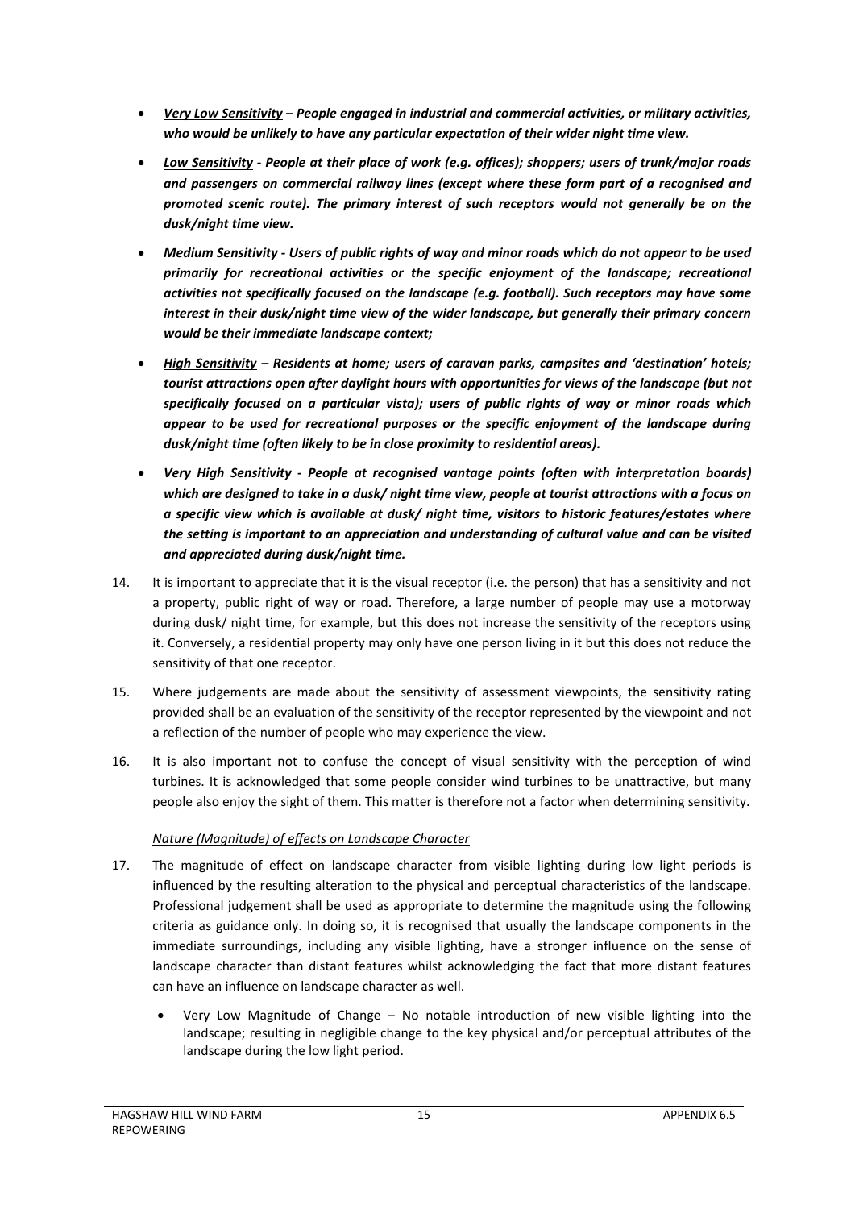- ***Very Low Sensitivity* – People engaged in industrial and commercial activities, or military activities, who would be unlikely to have any particular expectation of their wider night time view.**
- ***Low Sensitivity* - People at their place of work (e.g. offices); shoppers; users of trunk/major roads and passengers on commercial railway lines (except where these form part of a recognised and promoted scenic route). The primary interest of such receptors would not generally be on the dusk/night time view.**
- ***Medium Sensitivity* - Users of public rights of way and minor roads which do not appear to be used primarily for recreational activities or the specific enjoyment of the landscape; recreational activities not specifically focused on the landscape (e.g. football). Such receptors may have some interest in their dusk/night time view of the wider landscape, but generally their primary concern would be their immediate landscape context;**
- ***High Sensitivity* – Residents at home; users of caravan parks, campsites and 'destination' hotels; tourist attractions open after daylight hours with opportunities for views of the landscape (but not specifically focused on a particular vista); users of public rights of way or minor roads which appear to be used for recreational purposes or the specific enjoyment of the landscape during dusk/night time (often likely to be in close proximity to residential areas).**
- ***Very High Sensitivity* - People at recognised vantage points (often with interpretation boards) which are designed to take in a dusk/ night time view, people at tourist attractions with a focus on a specific view which is available at dusk/ night time, visitors to historic features/estates where the setting is important to an appreciation and understanding of cultural value and can be visited and appreciated during dusk/night time.**

14. It is important to appreciate that it is the visual receptor (i.e. the person) that has a sensitivity and not a property, public right of way or road. Therefore, a large number of people may use a motorway during dusk/ night time, for example, but this does not increase the sensitivity of the receptors using it. Conversely, a residential property may only have one person living in it but this does not reduce the sensitivity of that one receptor.

15. Where judgements are made about the sensitivity of assessment viewpoints, the sensitivity rating provided shall be an evaluation of the sensitivity of the receptor represented by the viewpoint and not a reflection of the number of people who may experience the view.

16. It is also important not to confuse the concept of visual sensitivity with the perception of wind turbines. It is acknowledged that some people consider wind turbines to be unattractive, but many people also enjoy the sight of them. This matter is therefore not a factor when determining sensitivity.

*Nature (Magnitude) of effects on Landscape Character*

17. The magnitude of effect on landscape character from visible lighting during low light periods is influenced by the resulting alteration to the physical and perceptual characteristics of the landscape. Professional judgement shall be used as appropriate to determine the magnitude using the following criteria as guidance only. In doing so, it is recognised that usually the landscape components in the immediate surroundings, including any visible lighting, have a stronger influence on the sense of landscape character than distant features whilst acknowledging the fact that more distant features can have an influence on landscape character as well.

    - Very Low Magnitude of Change – No notable introduction of new visible lighting into the landscape; resulting in negligible change to the key physical and/or perceptual attributes of the landscape during the low light period.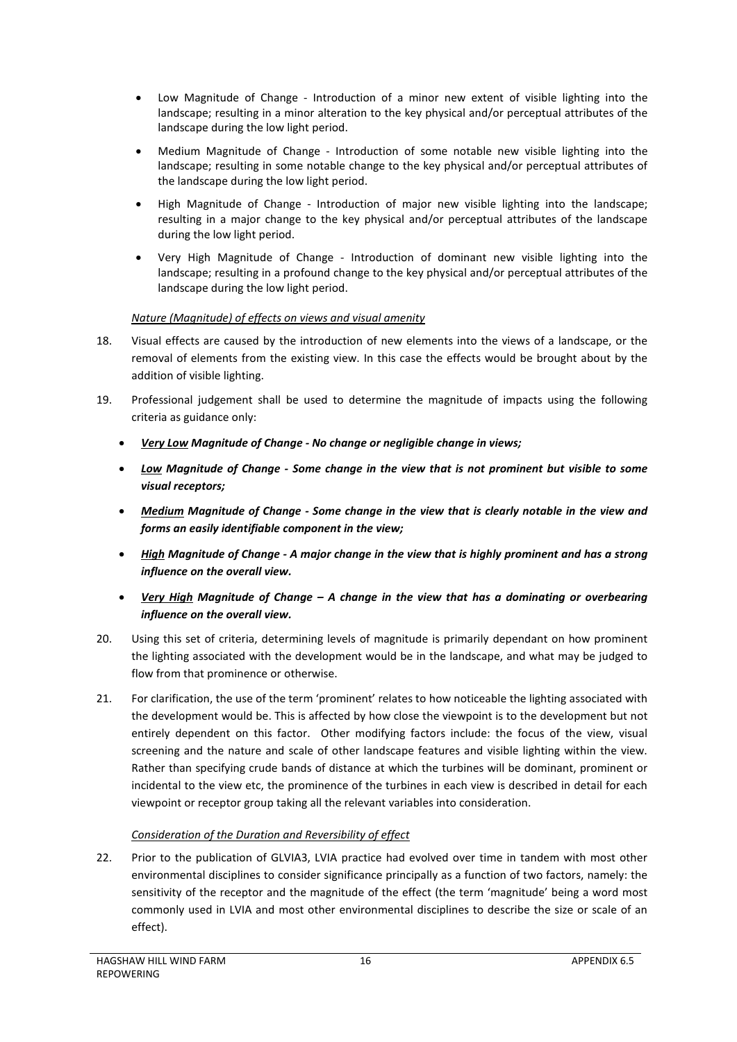- Low Magnitude of Change - Introduction of a minor new extent of visible lighting into the landscape; resulting in a minor alteration to the key physical and/or perceptual attributes of the landscape during the low light period.
- Medium Magnitude of Change - Introduction of some notable new visible lighting into the landscape; resulting in some notable change to the key physical and/or perceptual attributes of the landscape during the low light period.
- High Magnitude of Change - Introduction of major new visible lighting into the landscape; resulting in a major change to the key physical and/or perceptual attributes of the landscape during the low light period.
- Very High Magnitude of Change - Introduction of dominant new visible lighting into the landscape; resulting in a profound change to the key physical and/or perceptual attributes of the landscape during the low light period.

*Nature (Magnitude) of effects on views and visual amenity*

18. Visual effects are caused by the introduction of new elements into the views of a landscape, or the removal of elements from the existing view. In this case the effects would be brought about by the addition of visible lighting.

19. Professional judgement shall be used to determine the magnitude of impacts using the following criteria as guidance only:

    - ***Very Low* Magnitude of Change - No change or negligible change in views;**
    - ***Low* Magnitude of Change - Some change in the view that is not prominent but visible to some visual receptors;**
    - ***Medium* Magnitude of Change - Some change in the view that is clearly notable in the view and forms an easily identifiable component in the view;**
    - ***High* Magnitude of Change - A major change in the view that is highly prominent and has a strong influence on the overall view.**
    - ***Very High* Magnitude of Change – A change in the view that has a dominating or overbearing influence on the overall view.**

20. Using this set of criteria, determining levels of magnitude is primarily dependant on how prominent the lighting associated with the development would be in the landscape, and what may be judged to flow from that prominence or otherwise.

21. For clarification, the use of the term 'prominent' relates to how noticeable the lighting associated with the development would be. This is affected by how close the viewpoint is to the development but not entirely dependent on this factor. Other modifying factors include: the focus of the view, visual screening and the nature and scale of other landscape features and visible lighting within the view. Rather than specifying crude bands of distance at which the turbines will be dominant, prominent or incidental to the view etc, the prominence of the turbines in each view is described in detail for each viewpoint or receptor group taking all the relevant variables into consideration.

*Consideration of the Duration and Reversibility of effect*

22. Prior to the publication of GLVIA3, LVIA practice had evolved over time in tandem with most other environmental disciplines to consider significance principally as a function of two factors, namely: the sensitivity of the receptor and the magnitude of the effect (the term 'magnitude' being a word most commonly used in LVIA and most other environmental disciplines to describe the size or scale of an effect).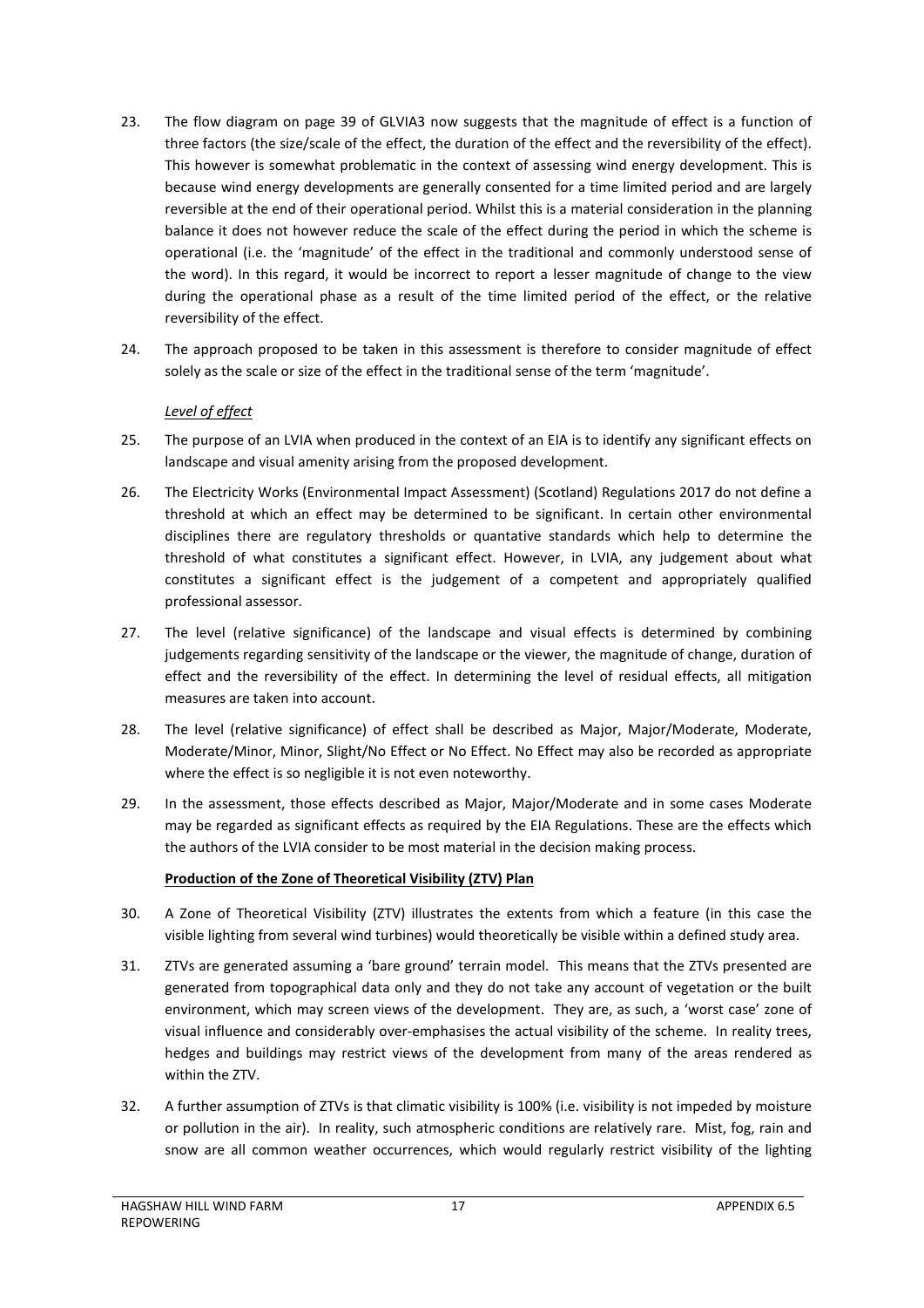23. The flow diagram on page 39 of GLVIA3 now suggests that the magnitude of effect is a function of three factors (the size/scale of the effect, the duration of the effect and the reversibility of the effect). This however is somewhat problematic in the context of assessing wind energy development. This is because wind energy developments are generally consented for a time limited period and are largely reversible at the end of their operational period. Whilst this is a material consideration in the planning balance it does not however reduce the scale of the effect during the period in which the scheme is operational (i.e. the 'magnitude' of the effect in the traditional and commonly understood sense of the word). In this regard, it would be incorrect to report a lesser magnitude of change to the view during the operational phase as a result of the time limited period of the effect, or the relative reversibility of the effect.

24. The approach proposed to be taken in this assessment is therefore to consider magnitude of effect solely as the scale or size of the effect in the traditional sense of the term 'magnitude'.

*Level of effect*

25. The purpose of an LVIA when produced in the context of an EIA is to identify any significant effects on landscape and visual amenity arising from the proposed development.

26. The Electricity Works (Environmental Impact Assessment) (Scotland) Regulations 2017 do not define a threshold at which an effect may be determined to be significant. In certain other environmental disciplines there are regulatory thresholds or quantative standards which help to determine the threshold of what constitutes a significant effect. However, in LVIA, any judgement about what constitutes a significant effect is the judgement of a competent and appropriately qualified professional assessor.

27. The level (relative significance) of the landscape and visual effects is determined by combining judgements regarding sensitivity of the landscape or the viewer, the magnitude of change, duration of effect and the reversibility of the effect. In determining the level of residual effects, all mitigation measures are taken into account.

28. The level (relative significance) of effect shall be described as Major, Major/Moderate, Moderate, Moderate/Minor, Minor, Slight/No Effect or No Effect. No Effect may also be recorded as appropriate where the effect is so negligible it is not even noteworthy.

29. In the assessment, those effects described as Major, Major/Moderate and in some cases Moderate may be regarded as significant effects as required by the EIA Regulations. These are the effects which the authors of the LVIA consider to be most material in the decision making process.

**Production of the Zone of Theoretical Visibility (ZTV) Plan**

30. A Zone of Theoretical Visibility (ZTV) illustrates the extents from which a feature (in this case the visible lighting from several wind turbines) would theoretically be visible within a defined study area.

31. ZTVs are generated assuming a 'bare ground' terrain model. This means that the ZTVs presented are generated from topographical data only and they do not take any account of vegetation or the built environment, which may screen views of the development. They are, as such, a 'worst case' zone of visual influence and considerably over-emphasises the actual visibility of the scheme. In reality trees, hedges and buildings may restrict views of the development from many of the areas rendered as within the ZTV.

32. A further assumption of ZTVs is that climatic visibility is 100% (i.e. visibility is not impeded by moisture or pollution in the air). In reality, such atmospheric conditions are relatively rare. Mist, fog, rain and snow are all common weather occurrences, which would regularly restrict visibility of the lighting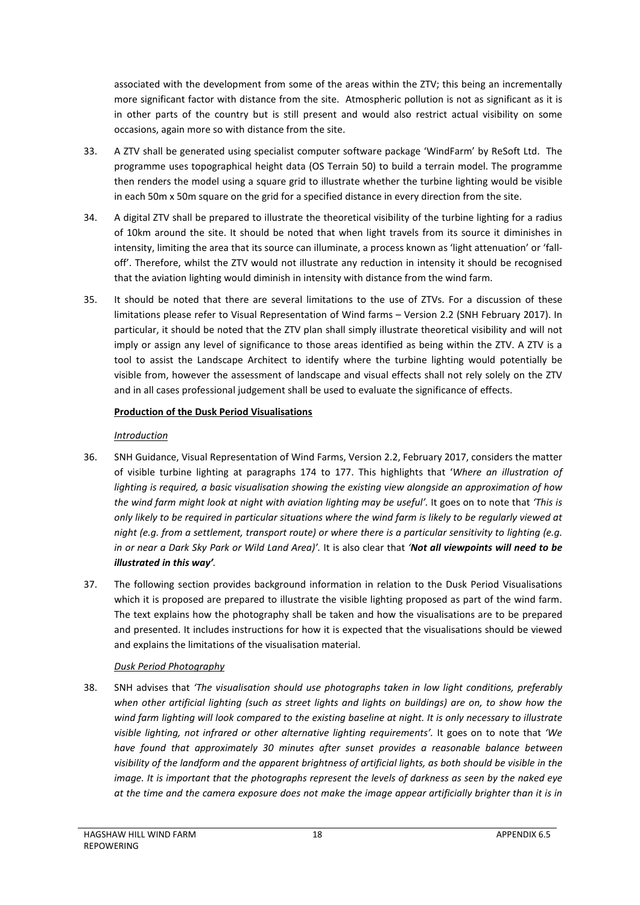associated with the development from some of the areas within the ZTV; this being an incrementally more significant factor with distance from the site. Atmospheric pollution is not as significant as it is in other parts of the country but is still present and would also restrict actual visibility on some occasions, again more so with distance from the site.

33. A ZTV shall be generated using specialist computer software package 'WindFarm' by ReSoft Ltd. The programme uses topographical height data (OS Terrain 50) to build a terrain model. The programme then renders the model using a square grid to illustrate whether the turbine lighting would be visible in each 50m x 50m square on the grid for a specified distance in every direction from the site.

34. A digital ZTV shall be prepared to illustrate the theoretical visibility of the turbine lighting for a radius of 10km around the site. It should be noted that when light travels from its source it diminishes in intensity, limiting the area that its source can illuminate, a process known as 'light attenuation' or 'fall-off'. Therefore, whilst the ZTV would not illustrate any reduction in intensity it should be recognised that the aviation lighting would diminish in intensity with distance from the wind farm.

35. It should be noted that there are several limitations to the use of ZTVs. For a discussion of these limitations please refer to Visual Representation of Wind farms – Version 2.2 (SNH February 2017). In particular, it should be noted that the ZTV plan shall simply illustrate theoretical visibility and will not imply or assign any level of significance to those areas identified as being within the ZTV. A ZTV is a tool to assist the Landscape Architect to identify where the turbine lighting would potentially be visible from, however the assessment of landscape and visual effects shall not rely solely on the ZTV and in all cases professional judgement shall be used to evaluate the significance of effects.

**Production of the Dusk Period Visualisations**

*Introduction*

36. SNH Guidance, Visual Representation of Wind Farms, Version 2.2, February 2017, considers the matter of visible turbine lighting at paragraphs 174 to 177. This highlights that '*Where an illustration of lighting is required, a basic visualisation showing the existing view alongside an approximation of how the wind farm might look at night with aviation lighting may be useful'*. It goes on to note that *'This is only likely to be required in particular situations where the wind farm is likely to be regularly viewed at night (e.g. from a settlement, transport route) or where there is a particular sensitivity to lighting (e.g. in or near a Dark Sky Park or Wild Land Area)'.* It is also clear that *'**Not all viewpoints will need to be illustrated in this way**'*.

37. The following section provides background information in relation to the Dusk Period Visualisations which it is proposed are prepared to illustrate the visible lighting proposed as part of the wind farm. The text explains how the photography shall be taken and how the visualisations are to be prepared and presented. It includes instructions for how it is expected that the visualisations should be viewed and explains the limitations of the visualisation material.

*Dusk Period Photography*

38. SNH advises that *'The visualisation should use photographs taken in low light conditions, preferably when other artificial lighting (such as street lights and lights on buildings) are on, to show how the wind farm lighting will look compared to the existing baseline at night. It is only necessary to illustrate visible lighting, not infrared or other alternative lighting requirements'.* It goes on to note that *'We have found that approximately 30 minutes after sunset provides a reasonable balance between visibility of the landform and the apparent brightness of artificial lights, as both should be visible in the image. It is important that the photographs represent the levels of darkness as seen by the naked eye at the time and the camera exposure does not make the image appear artificially brighter than it is in*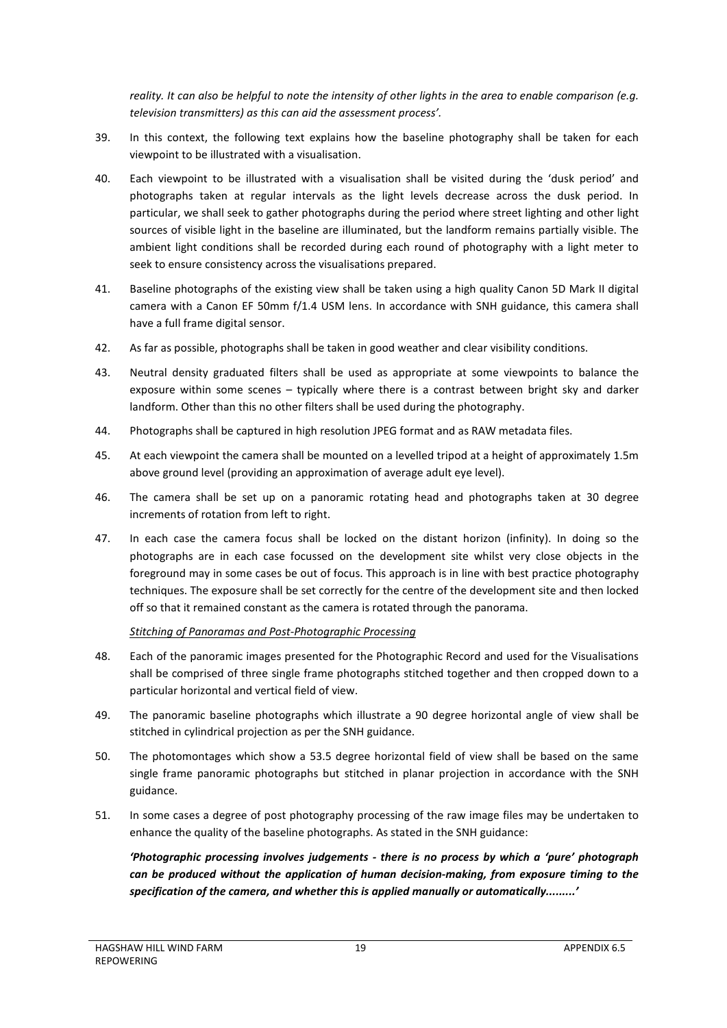*reality. It can also be helpful to note the intensity of other lights in the area to enable comparison (e.g. television transmitters) as this can aid the assessment process'.*

39. In this context, the following text explains how the baseline photography shall be taken for each viewpoint to be illustrated with a visualisation.

40. Each viewpoint to be illustrated with a visualisation shall be visited during the 'dusk period' and photographs taken at regular intervals as the light levels decrease across the dusk period. In particular, we shall seek to gather photographs during the period where street lighting and other light sources of visible light in the baseline are illuminated, but the landform remains partially visible. The ambient light conditions shall be recorded during each round of photography with a light meter to seek to ensure consistency across the visualisations prepared.

41. Baseline photographs of the existing view shall be taken using a high quality Canon 5D Mark II digital camera with a Canon EF 50mm f/1.4 USM lens. In accordance with SNH guidance, this camera shall have a full frame digital sensor.

42. As far as possible, photographs shall be taken in good weather and clear visibility conditions.

43. Neutral density graduated filters shall be used as appropriate at some viewpoints to balance the exposure within some scenes – typically where there is a contrast between bright sky and darker landform. Other than this no other filters shall be used during the photography.

44. Photographs shall be captured in high resolution JPEG format and as RAW metadata files.

45. At each viewpoint the camera shall be mounted on a levelled tripod at a height of approximately 1.5m above ground level (providing an approximation of average adult eye level).

46. The camera shall be set up on a panoramic rotating head and photographs taken at 30 degree increments of rotation from left to right.

47. In each case the camera focus shall be locked on the distant horizon (infinity). In doing so the photographs are in each case focussed on the development site whilst very close objects in the foreground may in some cases be out of focus. This approach is in line with best practice photography techniques. The exposure shall be set correctly for the centre of the development site and then locked off so that it remained constant as the camera is rotated through the panorama.

<u>*Stitching of Panoramas and Post-Photographic Processing*</u>

48. Each of the panoramic images presented for the Photographic Record and used for the Visualisations shall be comprised of three single frame photographs stitched together and then cropped down to a particular horizontal and vertical field of view.

49. The panoramic baseline photographs which illustrate a 90 degree horizontal angle of view shall be stitched in cylindrical projection as per the SNH guidance.

50. The photomontages which show a 53.5 degree horizontal field of view shall be based on the same single frame panoramic photographs but stitched in planar projection in accordance with the SNH guidance.

51. In some cases a degree of post photography processing of the raw image files may be undertaken to enhance the quality of the baseline photographs. As stated in the SNH guidance:

***'Photographic processing involves judgements - there is no process by which a 'pure' photograph can be produced without the application of human decision-making, from exposure timing to the specification of the camera, and whether this is applied manually or automatically.........'***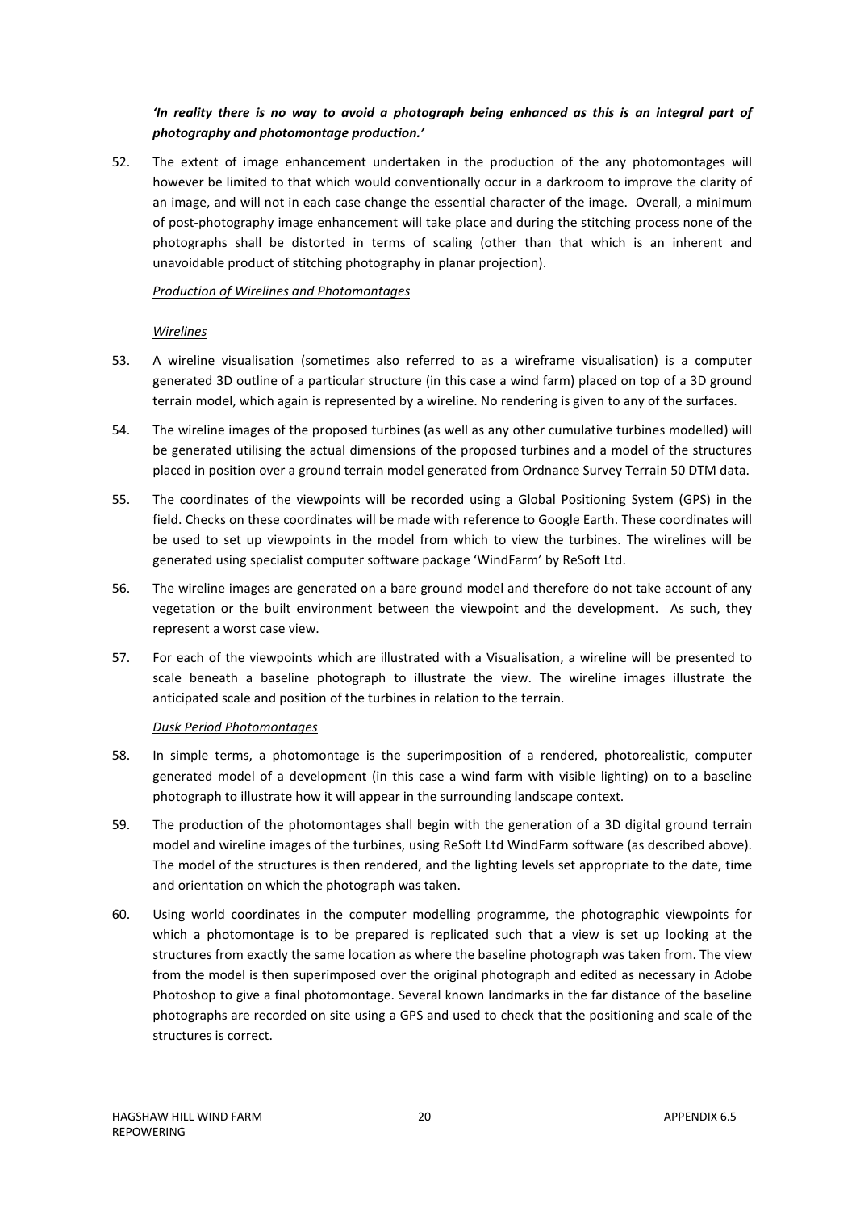***'In reality there is no way to avoid a photograph being enhanced as this is an integral part of photography and photomontage production.'***

52. The extent of image enhancement undertaken in the production of the any photomontages will however be limited to that which would conventionally occur in a darkroom to improve the clarity of an image, and will not in each case change the essential character of the image. Overall, a minimum of post-photography image enhancement will take place and during the stitching process none of the photographs shall be distorted in terms of scaling (other than that which is an inherent and unavoidable product of stitching photography in planar projection).

*Production of Wirelines and Photomontages*

*Wirelines*

53. A wireline visualisation (sometimes also referred to as a wireframe visualisation) is a computer generated 3D outline of a particular structure (in this case a wind farm) placed on top of a 3D ground terrain model, which again is represented by a wireline. No rendering is given to any of the surfaces.

54. The wireline images of the proposed turbines (as well as any other cumulative turbines modelled) will be generated utilising the actual dimensions of the proposed turbines and a model of the structures placed in position over a ground terrain model generated from Ordnance Survey Terrain 50 DTM data.

55. The coordinates of the viewpoints will be recorded using a Global Positioning System (GPS) in the field. Checks on these coordinates will be made with reference to Google Earth. These coordinates will be used to set up viewpoints in the model from which to view the turbines. The wirelines will be generated using specialist computer software package 'WindFarm' by ReSoft Ltd.

56. The wireline images are generated on a bare ground model and therefore do not take account of any vegetation or the built environment between the viewpoint and the development. As such, they represent a worst case view.

57. For each of the viewpoints which are illustrated with a Visualisation, a wireline will be presented to scale beneath a baseline photograph to illustrate the view. The wireline images illustrate the anticipated scale and position of the turbines in relation to the terrain.

*Dusk Period Photomontages*

58. In simple terms, a photomontage is the superimposition of a rendered, photorealistic, computer generated model of a development (in this case a wind farm with visible lighting) on to a baseline photograph to illustrate how it will appear in the surrounding landscape context.

59. The production of the photomontages shall begin with the generation of a 3D digital ground terrain model and wireline images of the turbines, using ReSoft Ltd WindFarm software (as described above). The model of the structures is then rendered, and the lighting levels set appropriate to the date, time and orientation on which the photograph was taken.

60. Using world coordinates in the computer modelling programme, the photographic viewpoints for which a photomontage is to be prepared is replicated such that a view is set up looking at the structures from exactly the same location as where the baseline photograph was taken from. The view from the model is then superimposed over the original photograph and edited as necessary in Adobe Photoshop to give a final photomontage. Several known landmarks in the far distance of the baseline photographs are recorded on site using a GPS and used to check that the positioning and scale of the structures is correct.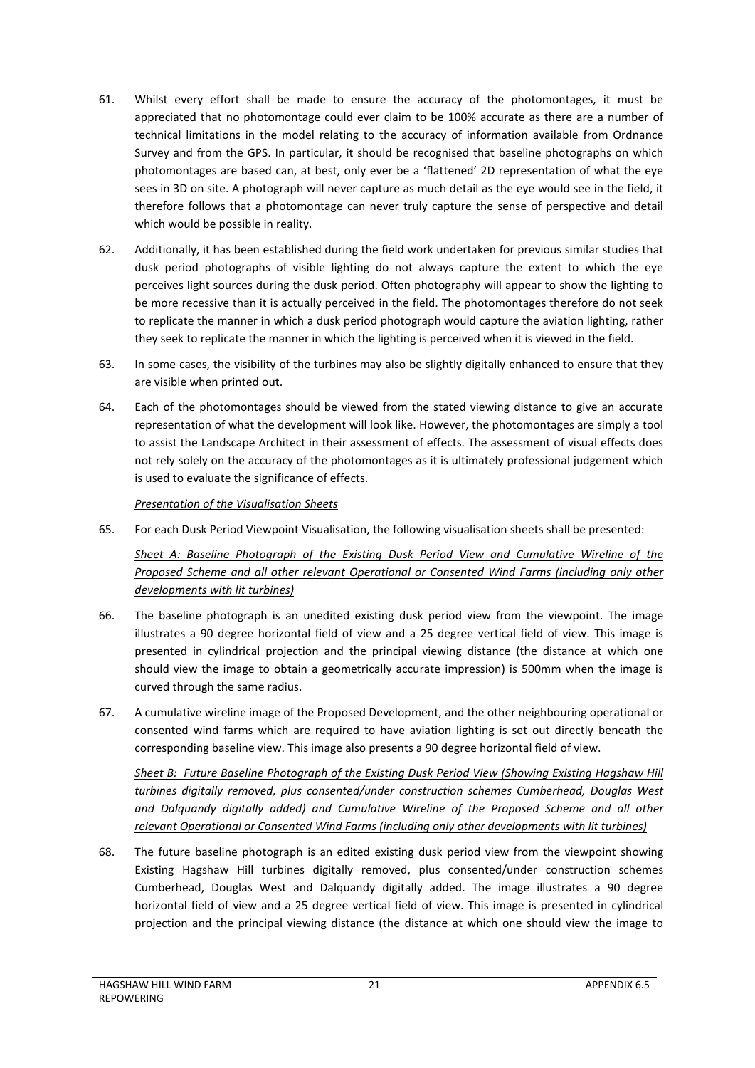61. Whilst every effort shall be made to ensure the accuracy of the photomontages, it must be appreciated that no photomontage could ever claim to be 100% accurate as there are a number of technical limitations in the model relating to the accuracy of information available from Ordnance Survey and from the GPS. In particular, it should be recognised that baseline photographs on which photomontages are based can, at best, only ever be a 'flattened' 2D representation of what the eye sees in 3D on site. A photograph will never capture as much detail as the eye would see in the field, it therefore follows that a photomontage can never truly capture the sense of perspective and detail which would be possible in reality.

62. Additionally, it has been established during the field work undertaken for previous similar studies that dusk period photographs of visible lighting do not always capture the extent to which the eye perceives light sources during the dusk period. Often photography will appear to show the lighting to be more recessive than it is actually perceived in the field. The photomontages therefore do not seek to replicate the manner in which a dusk period photograph would capture the aviation lighting, rather they seek to replicate the manner in which the lighting is perceived when it is viewed in the field.

63. In some cases, the visibility of the turbines may also be slightly digitally enhanced to ensure that they are visible when printed out.

64. Each of the photomontages should be viewed from the stated viewing distance to give an accurate representation of what the development will look like. However, the photomontages are simply a tool to assist the Landscape Architect in their assessment of effects. The assessment of visual effects does not rely solely on the accuracy of the photomontages as it is ultimately professional judgement which is used to evaluate the significance of effects.

*Presentation of the Visualisation Sheets*

65. For each Dusk Period Viewpoint Visualisation, the following visualisation sheets shall be presented:

*Sheet A: Baseline Photograph of the Existing Dusk Period View and Cumulative Wireline of the Proposed Scheme and all other relevant Operational or Consented Wind Farms (including only other developments with lit turbines)*

66. The baseline photograph is an unedited existing dusk period view from the viewpoint. The image illustrates a 90 degree horizontal field of view and a 25 degree vertical field of view. This image is presented in cylindrical projection and the principal viewing distance (the distance at which one should view the image to obtain a geometrically accurate impression) is 500mm when the image is curved through the same radius.

67. A cumulative wireline image of the Proposed Development, and the other neighbouring operational or consented wind farms which are required to have aviation lighting is set out directly beneath the corresponding baseline view. This image also presents a 90 degree horizontal field of view.

*Sheet B: Future Baseline Photograph of the Existing Dusk Period View (Showing Existing Hagshaw Hill turbines digitally removed, plus consented/under construction schemes Cumberhead, Douglas West and Dalquandy digitally added) and Cumulative Wireline of the Proposed Scheme and all other relevant Operational or Consented Wind Farms (including only other developments with lit turbines)*

68. The future baseline photograph is an edited existing dusk period view from the viewpoint showing Existing Hagshaw Hill turbines digitally removed, plus consented/under construction schemes Cumberhead, Douglas West and Dalquandy digitally added. The image illustrates a 90 degree horizontal field of view and a 25 degree vertical field of view. This image is presented in cylindrical projection and the principal viewing distance (the distance at which one should view the image to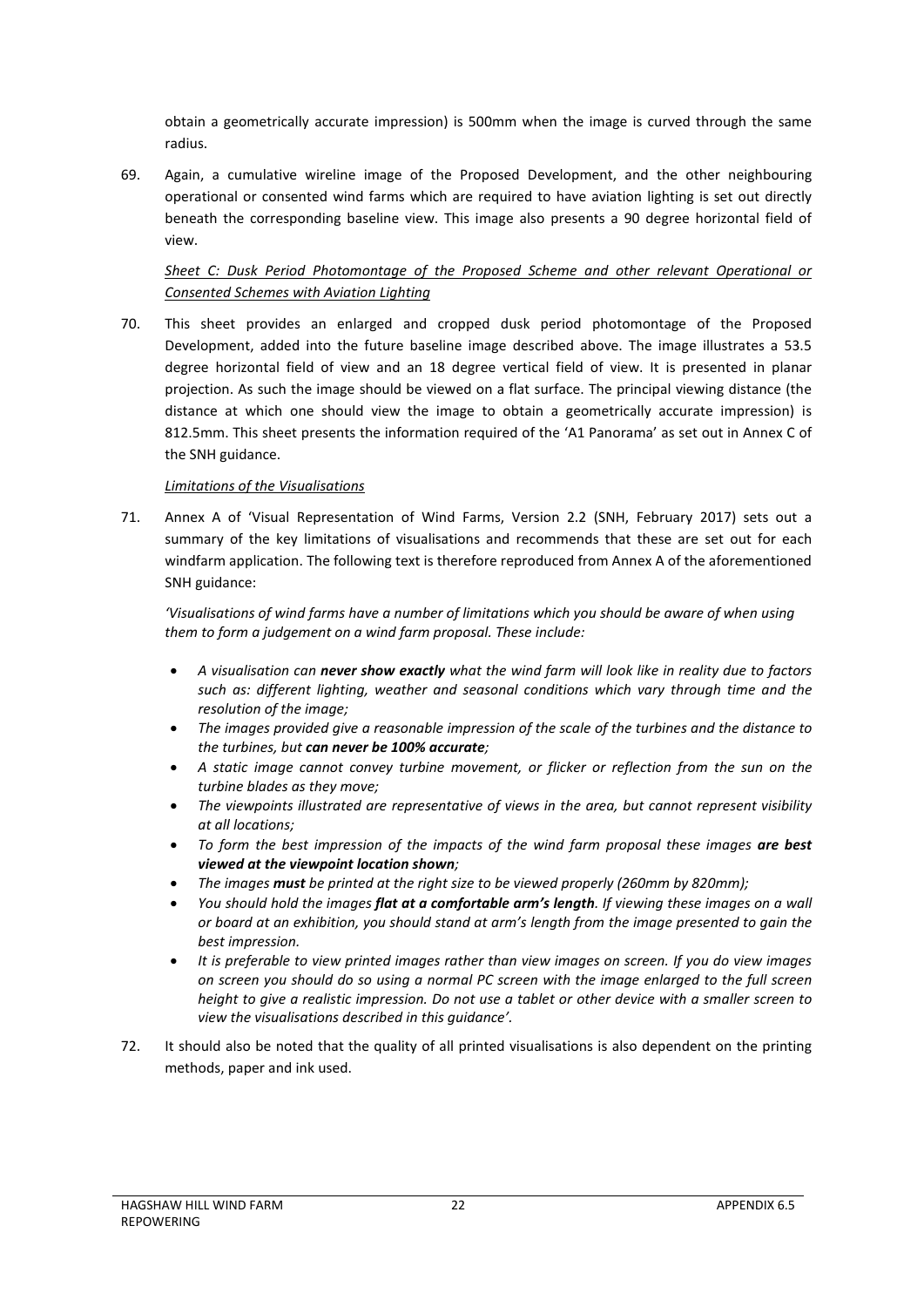obtain a geometrically accurate impression) is 500mm when the image is curved through the same radius.

69. Again, a cumulative wireline image of the Proposed Development, and the other neighbouring operational or consented wind farms which are required to have aviation lighting is set out directly beneath the corresponding baseline view. This image also presents a 90 degree horizontal field of view.

*Sheet C: Dusk Period Photomontage of the Proposed Scheme and other relevant Operational or Consented Schemes with Aviation Lighting*

70. This sheet provides an enlarged and cropped dusk period photomontage of the Proposed Development, added into the future baseline image described above. The image illustrates a 53.5 degree horizontal field of view and an 18 degree vertical field of view. It is presented in planar projection. As such the image should be viewed on a flat surface. The principal viewing distance (the distance at which one should view the image to obtain a geometrically accurate impression) is 812.5mm. This sheet presents the information required of the 'A1 Panorama' as set out in Annex C of the SNH guidance.

*Limitations of the Visualisations*

71. Annex A of 'Visual Representation of Wind Farms, Version 2.2 (SNH, February 2017) sets out a summary of the key limitations of visualisations and recommends that these are set out for each windfarm application. The following text is therefore reproduced from Annex A of the aforementioned SNH guidance:

*'Visualisations of wind farms have a number of limitations which you should be aware of when using them to form a judgement on a wind farm proposal. These include:*

- *A visualisation can* ***never show exactly*** *what the wind farm will look like in reality due to factors such as: different lighting, weather and seasonal conditions which vary through time and the resolution of the image;*
- *The images provided give a reasonable impression of the scale of the turbines and the distance to the turbines, but* ***can never be 100% accurate****;*
- *A static image cannot convey turbine movement, or flicker or reflection from the sun on the turbine blades as they move;*
- *The viewpoints illustrated are representative of views in the area, but cannot represent visibility at all locations;*
- *To form the best impression of the impacts of the wind farm proposal these images* ***are best viewed at the viewpoint location shown****;*
- *The images* ***must*** *be printed at the right size to be viewed properly (260mm by 820mm);*
- *You should hold the images* ***flat at a comfortable arm's length****. If viewing these images on a wall or board at an exhibition, you should stand at arm's length from the image presented to gain the best impression.*
- *It is preferable to view printed images rather than view images on screen. If you do view images on screen you should do so using a normal PC screen with the image enlarged to the full screen height to give a realistic impression. Do not use a tablet or other device with a smaller screen to view the visualisations described in this guidance'.*

72. It should also be noted that the quality of all printed visualisations is also dependent on the printing methods, paper and ink used.